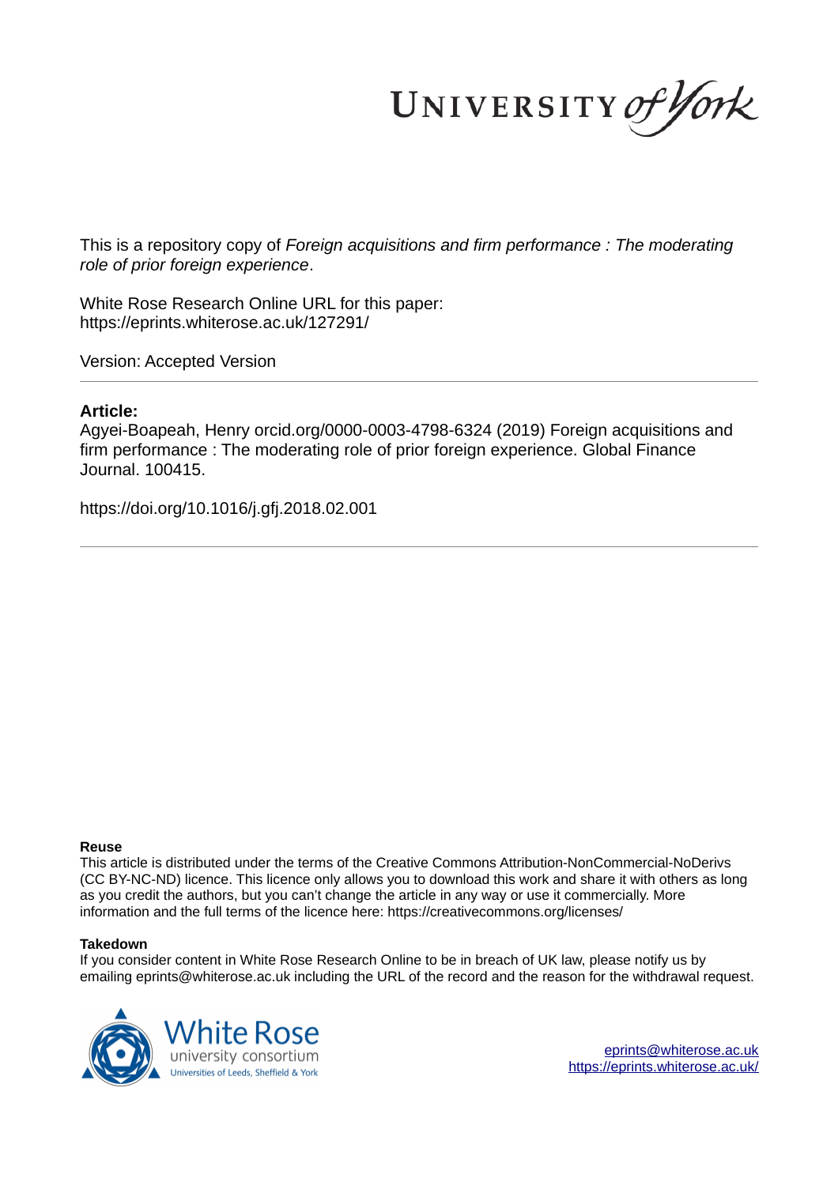UNIVERSITY *of York*

This is a repository copy of *Foreign acquisitions and firm performance : The moderating role of prior foreign experience*.

White Rose Research Online URL for this paper:
https://eprints.whiterose.ac.uk/127291/

Version: Accepted Version

---

**Article:**

Agyei-Boapeah, Henry orcid.org/0000-0003-4798-6324 (2019) Foreign acquisitions and firm performance : The moderating role of prior foreign experience. Global Finance Journal. 100415.

https://doi.org/10.1016/j.gfj.2018.02.001

---

**Reuse**

This article is distributed under the terms of the Creative Commons Attribution-NonCommercial-NoDerivs (CC BY-NC-ND) licence. This licence only allows you to download this work and share it with others as long as you credit the authors, but you can't change the article in any way or use it commercially. More information and the full terms of the licence here: https://creativecommons.org/licenses/

**Takedown**

If you consider content in White Rose Research Online to be in breach of UK law, please notify us by emailing eprints@whiterose.ac.uk including the URL of the record and the reason for the withdrawal request.

White Rose university consortium
Universities of Leeds, Sheffield & York

eprints@whiterose.ac.uk
https://eprints.whiterose.ac.uk/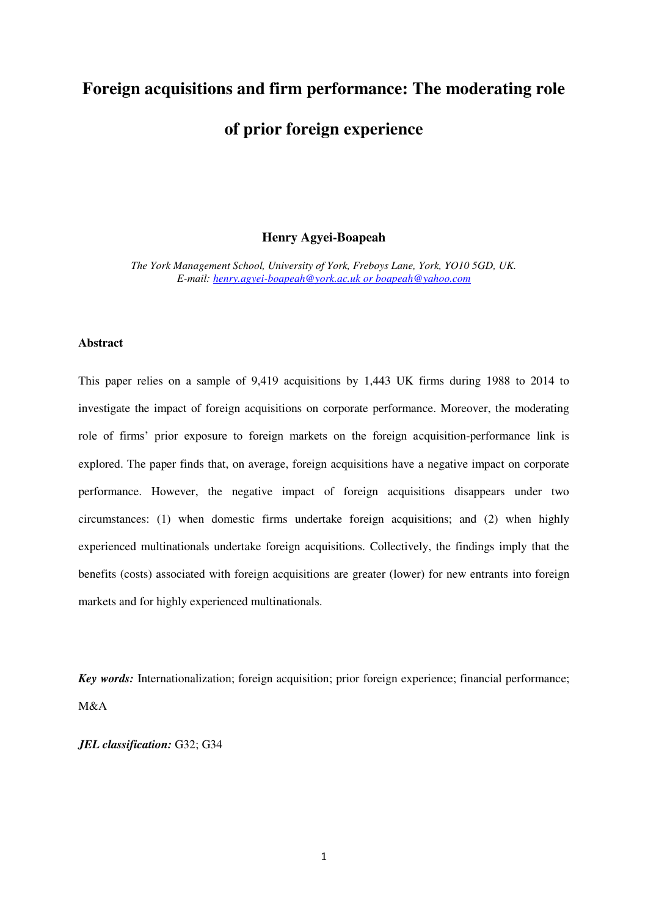# Foreign acquisitions and firm performance: The moderating role of prior foreign experience

**Henry Agyei-Boapeah**

*The York Management School, University of York, Freboys Lane, York, YO10 5GD, UK.*
*E-mail: henry.agyei-boapeah@york.ac.uk or boapeah@yahoo.com*

**Abstract**

This paper relies on a sample of 9,419 acquisitions by 1,443 UK firms during 1988 to 2014 to investigate the impact of foreign acquisitions on corporate performance. Moreover, the moderating role of firms' prior exposure to foreign markets on the foreign acquisition-performance link is explored. The paper finds that, on average, foreign acquisitions have a negative impact on corporate performance. However, the negative impact of foreign acquisitions disappears under two circumstances: (1) when domestic firms undertake foreign acquisitions; and (2) when highly experienced multinationals undertake foreign acquisitions. Collectively, the findings imply that the benefits (costs) associated with foreign acquisitions are greater (lower) for new entrants into foreign markets and for highly experienced multinationals.

***Key words:*** Internationalization; foreign acquisition; prior foreign experience; financial performance; M&A

***JEL classification:*** G32; G34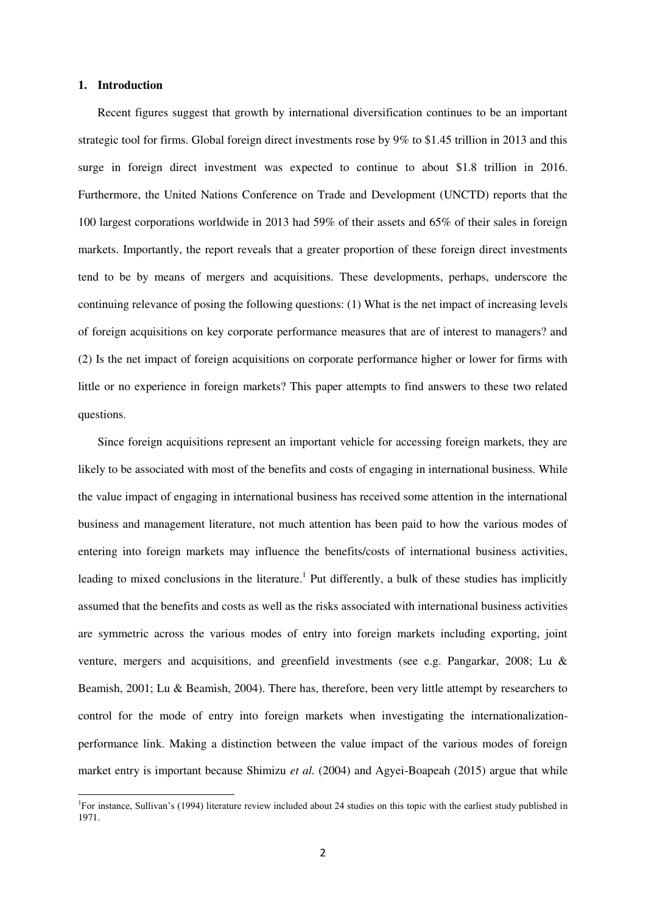## 1. Introduction

Recent figures suggest that growth by international diversification continues to be an important strategic tool for firms. Global foreign direct investments rose by 9% to $1.45 trillion in 2013 and this surge in foreign direct investment was expected to continue to about $1.8 trillion in 2016. Furthermore, the United Nations Conference on Trade and Development (UNCTD) reports that the 100 largest corporations worldwide in 2013 had 59% of their assets and 65% of their sales in foreign markets. Importantly, the report reveals that a greater proportion of these foreign direct investments tend to be by means of mergers and acquisitions. These developments, perhaps, underscore the continuing relevance of posing the following questions: (1) What is the net impact of increasing levels of foreign acquisitions on key corporate performance measures that are of interest to managers? and (2) Is the net impact of foreign acquisitions on corporate performance higher or lower for firms with little or no experience in foreign markets? This paper attempts to find answers to these two related questions.

Since foreign acquisitions represent an important vehicle for accessing foreign markets, they are likely to be associated with most of the benefits and costs of engaging in international business. While the value impact of engaging in international business has received some attention in the international business and management literature, not much attention has been paid to how the various modes of entering into foreign markets may influence the benefits/costs of international business activities, leading to mixed conclusions in the literature.[1] Put differently, a bulk of these studies has implicitly assumed that the benefits and costs as well as the risks associated with international business activities are symmetric across the various modes of entry into foreign markets including exporting, joint venture, mergers and acquisitions, and greenfield investments (see e.g. Pangarkar, 2008; Lu & Beamish, 2001; Lu & Beamish, 2004). There has, therefore, been very little attempt by researchers to control for the mode of entry into foreign markets when investigating the internationalization-performance link. Making a distinction between the value impact of the various modes of foreign market entry is important because Shimizu *et al.* (2004) and Agyei-Boapeah (2015) argue that while

[1] For instance, Sullivan's (1994) literature review included about 24 studies on this topic with the earliest study published in 1971.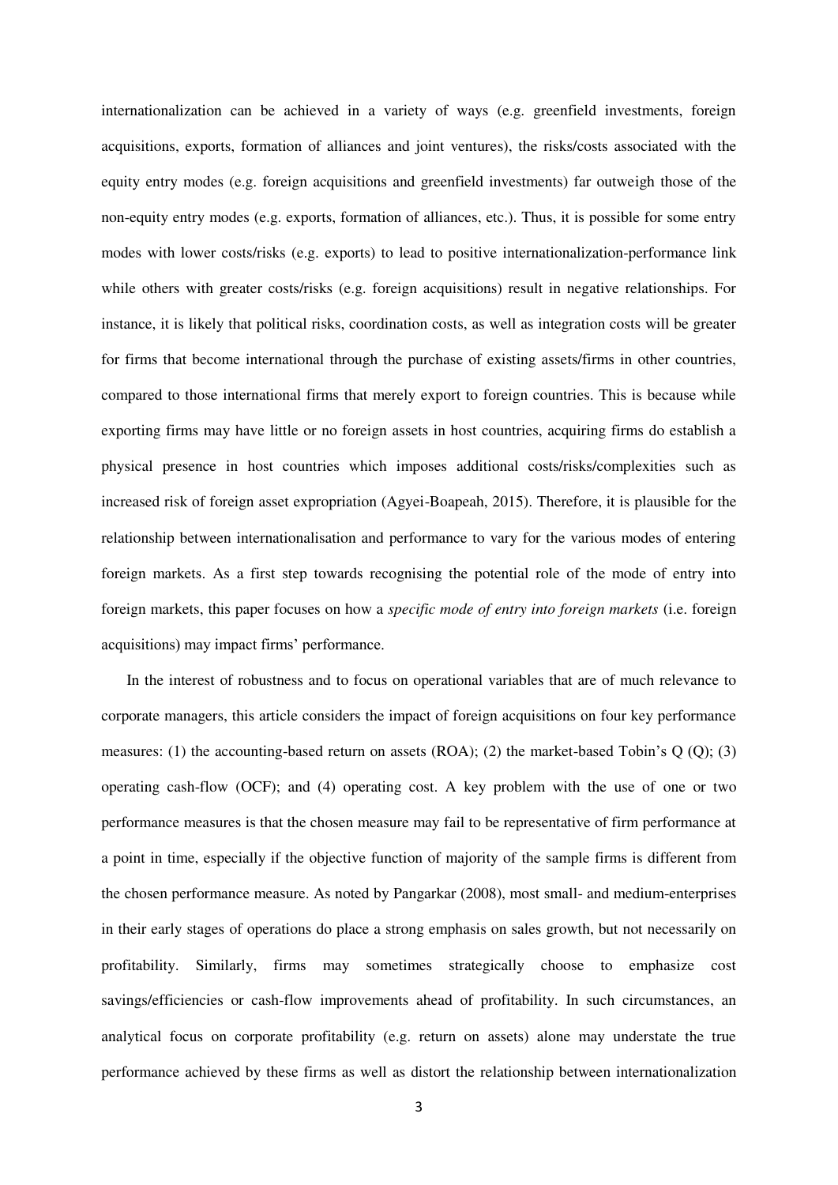internationalization can be achieved in a variety of ways (e.g. greenfield investments, foreign acquisitions, exports, formation of alliances and joint ventures), the risks/costs associated with the equity entry modes (e.g. foreign acquisitions and greenfield investments) far outweigh those of the non-equity entry modes (e.g. exports, formation of alliances, etc.). Thus, it is possible for some entry modes with lower costs/risks (e.g. exports) to lead to positive internationalization-performance link while others with greater costs/risks (e.g. foreign acquisitions) result in negative relationships. For instance, it is likely that political risks, coordination costs, as well as integration costs will be greater for firms that become international through the purchase of existing assets/firms in other countries, compared to those international firms that merely export to foreign countries. This is because while exporting firms may have little or no foreign assets in host countries, acquiring firms do establish a physical presence in host countries which imposes additional costs/risks/complexities such as increased risk of foreign asset expropriation (Agyei-Boapeah, 2015). Therefore, it is plausible for the relationship between internationalisation and performance to vary for the various modes of entering foreign markets. As a first step towards recognising the potential role of the mode of entry into foreign markets, this paper focuses on how a *specific mode of entry into foreign markets* (i.e. foreign acquisitions) may impact firms' performance.

In the interest of robustness and to focus on operational variables that are of much relevance to corporate managers, this article considers the impact of foreign acquisitions on four key performance measures: (1) the accounting-based return on assets (ROA); (2) the market-based Tobin's Q (Q); (3) operating cash-flow (OCF); and (4) operating cost. A key problem with the use of one or two performance measures is that the chosen measure may fail to be representative of firm performance at a point in time, especially if the objective function of majority of the sample firms is different from the chosen performance measure. As noted by Pangarkar (2008), most small- and medium-enterprises in their early stages of operations do place a strong emphasis on sales growth, but not necessarily on profitability. Similarly, firms may sometimes strategically choose to emphasize cost savings/efficiencies or cash-flow improvements ahead of profitability. In such circumstances, an analytical focus on corporate profitability (e.g. return on assets) alone may understate the true performance achieved by these firms as well as distort the relationship between internationalization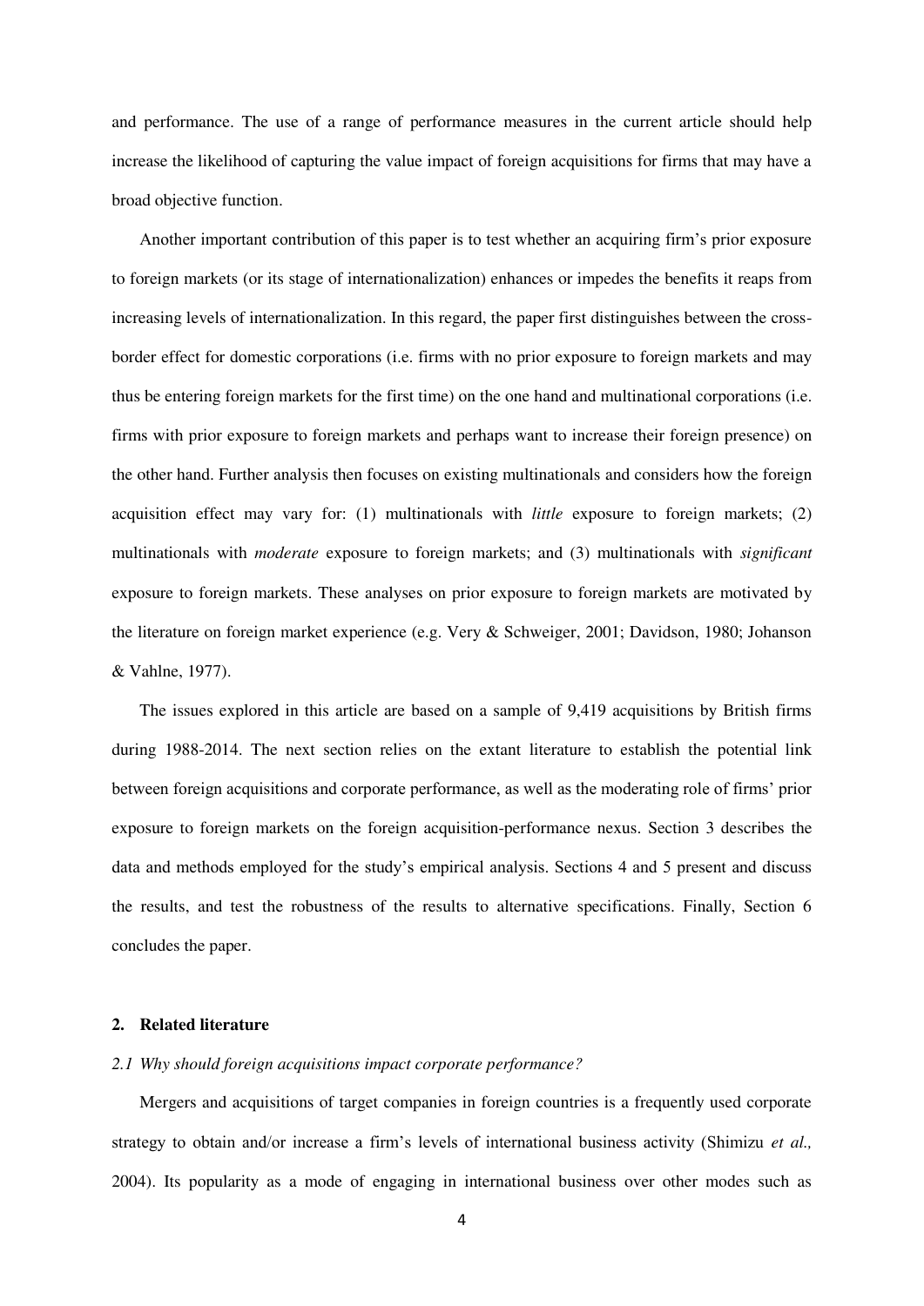and performance. The use of a range of performance measures in the current article should help increase the likelihood of capturing the value impact of foreign acquisitions for firms that may have a broad objective function.

Another important contribution of this paper is to test whether an acquiring firm's prior exposure to foreign markets (or its stage of internationalization) enhances or impedes the benefits it reaps from increasing levels of internationalization. In this regard, the paper first distinguishes between the cross-border effect for domestic corporations (i.e. firms with no prior exposure to foreign markets and may thus be entering foreign markets for the first time) on the one hand and multinational corporations (i.e. firms with prior exposure to foreign markets and perhaps want to increase their foreign presence) on the other hand. Further analysis then focuses on existing multinationals and considers how the foreign acquisition effect may vary for: (1) multinationals with *little* exposure to foreign markets; (2) multinationals with *moderate* exposure to foreign markets; and (3) multinationals with *significant* exposure to foreign markets. These analyses on prior exposure to foreign markets are motivated by the literature on foreign market experience (e.g. Very & Schweiger, 2001; Davidson, 1980; Johanson & Vahlne, 1977).

The issues explored in this article are based on a sample of 9,419 acquisitions by British firms during 1988-2014. The next section relies on the extant literature to establish the potential link between foreign acquisitions and corporate performance, as well as the moderating role of firms' prior exposure to foreign markets on the foreign acquisition-performance nexus. Section 3 describes the data and methods employed for the study's empirical analysis. Sections 4 and 5 present and discuss the results, and test the robustness of the results to alternative specifications. Finally, Section 6 concludes the paper.

## 2. Related literature

### *2.1 Why should foreign acquisitions impact corporate performance?*

Mergers and acquisitions of target companies in foreign countries is a frequently used corporate strategy to obtain and/or increase a firm's levels of international business activity (Shimizu *et al.,* 2004). Its popularity as a mode of engaging in international business over other modes such as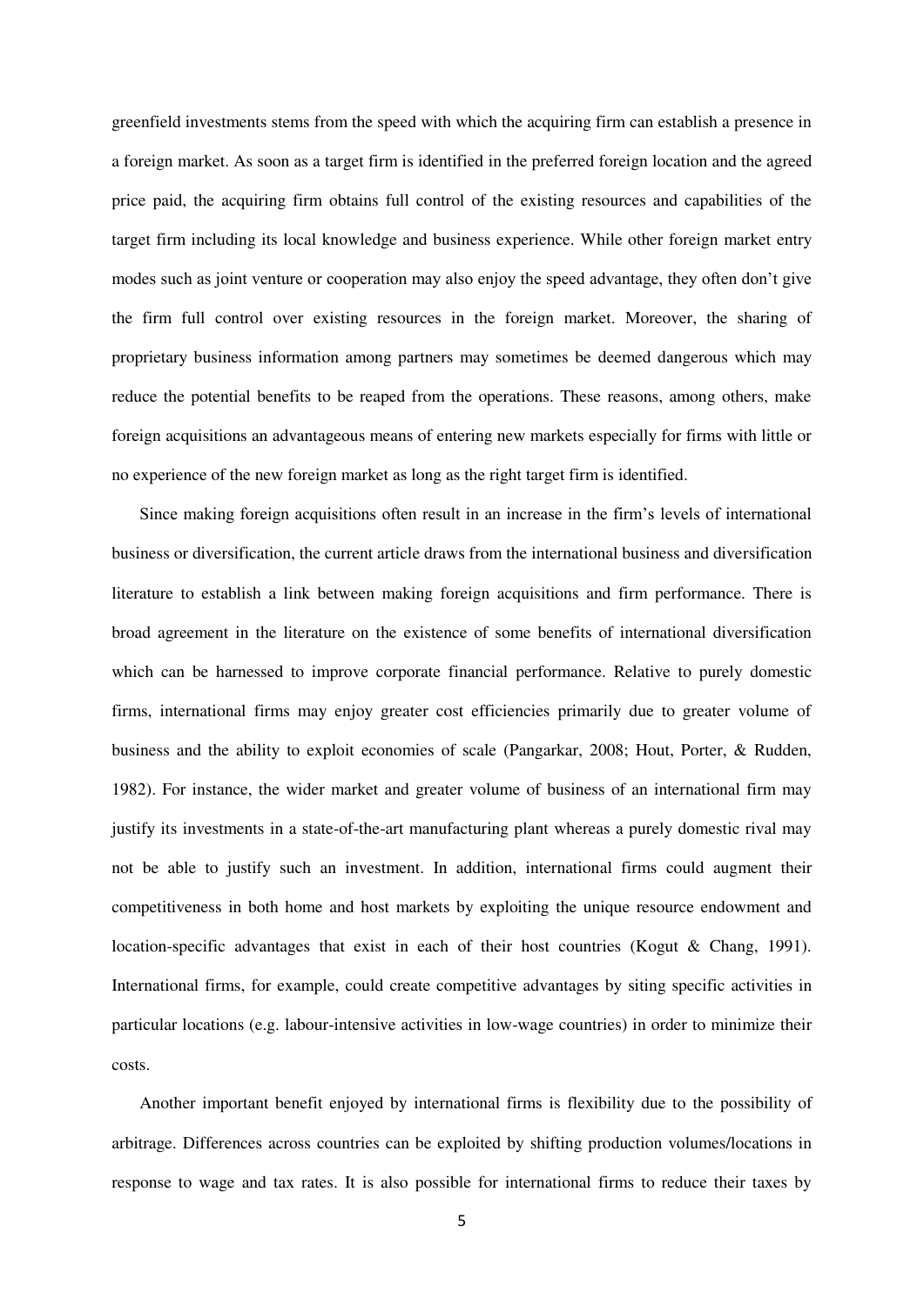greenfield investments stems from the speed with which the acquiring firm can establish a presence in a foreign market. As soon as a target firm is identified in the preferred foreign location and the agreed price paid, the acquiring firm obtains full control of the existing resources and capabilities of the target firm including its local knowledge and business experience. While other foreign market entry modes such as joint venture or cooperation may also enjoy the speed advantage, they often don't give the firm full control over existing resources in the foreign market. Moreover, the sharing of proprietary business information among partners may sometimes be deemed dangerous which may reduce the potential benefits to be reaped from the operations. These reasons, among others, make foreign acquisitions an advantageous means of entering new markets especially for firms with little or no experience of the new foreign market as long as the right target firm is identified.

Since making foreign acquisitions often result in an increase in the firm's levels of international business or diversification, the current article draws from the international business and diversification literature to establish a link between making foreign acquisitions and firm performance. There is broad agreement in the literature on the existence of some benefits of international diversification which can be harnessed to improve corporate financial performance. Relative to purely domestic firms, international firms may enjoy greater cost efficiencies primarily due to greater volume of business and the ability to exploit economies of scale (Pangarkar, 2008; Hout, Porter, & Rudden, 1982). For instance, the wider market and greater volume of business of an international firm may justify its investments in a state-of-the-art manufacturing plant whereas a purely domestic rival may not be able to justify such an investment. In addition, international firms could augment their competitiveness in both home and host markets by exploiting the unique resource endowment and location-specific advantages that exist in each of their host countries (Kogut & Chang, 1991). International firms, for example, could create competitive advantages by siting specific activities in particular locations (e.g. labour-intensive activities in low-wage countries) in order to minimize their costs.

Another important benefit enjoyed by international firms is flexibility due to the possibility of arbitrage. Differences across countries can be exploited by shifting production volumes/locations in response to wage and tax rates. It is also possible for international firms to reduce their taxes by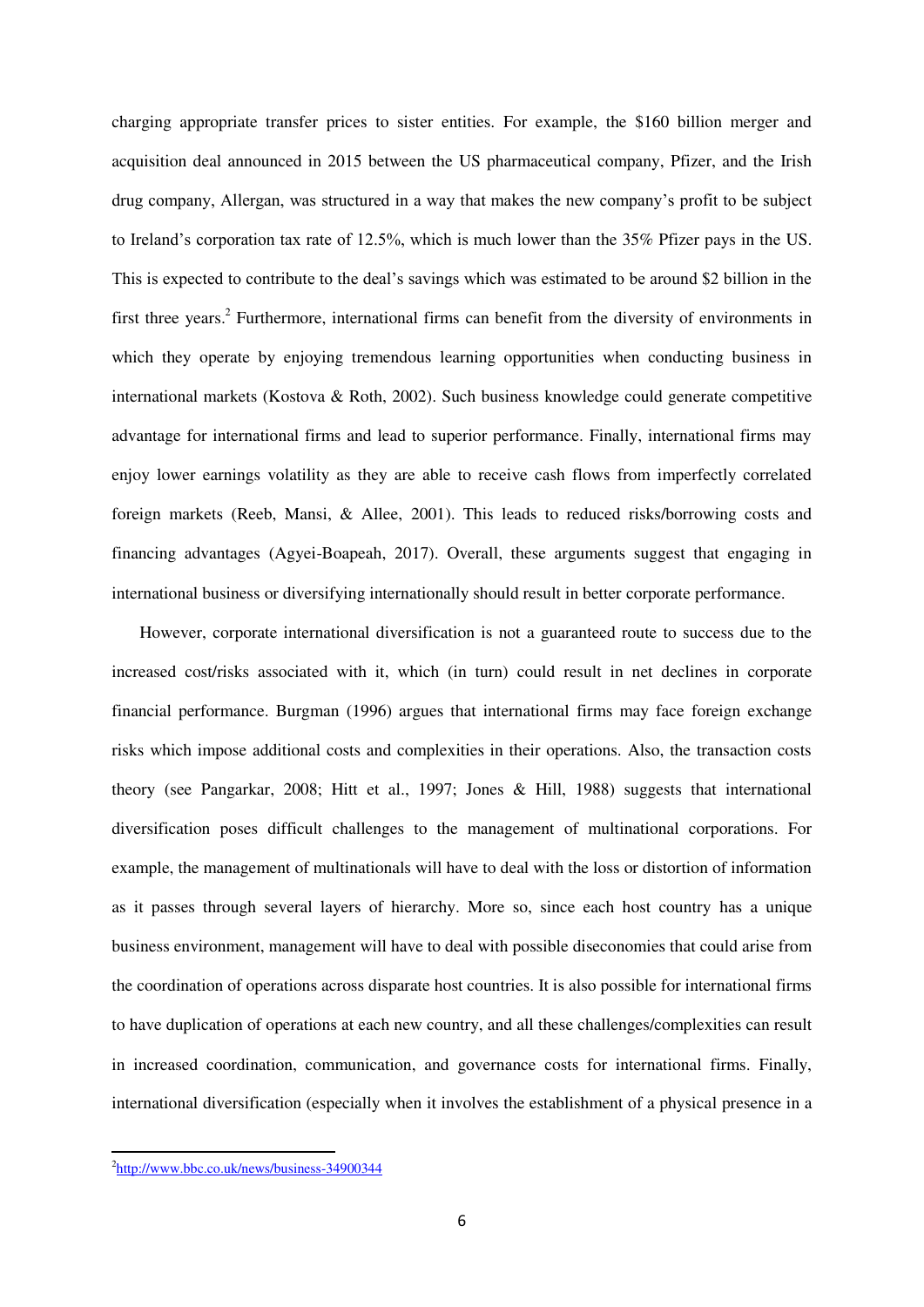charging appropriate transfer prices to sister entities. For example, the $160 billion merger and acquisition deal announced in 2015 between the US pharmaceutical company, Pfizer, and the Irish drug company, Allergan, was structured in a way that makes the new company's profit to be subject to Ireland's corporation tax rate of 12.5%, which is much lower than the 35% Pfizer pays in the US. This is expected to contribute to the deal's savings which was estimated to be around $2 billion in the first three years.[2] Furthermore, international firms can benefit from the diversity of environments in which they operate by enjoying tremendous learning opportunities when conducting business in international markets (Kostova & Roth, 2002). Such business knowledge could generate competitive advantage for international firms and lead to superior performance. Finally, international firms may enjoy lower earnings volatility as they are able to receive cash flows from imperfectly correlated foreign markets (Reeb, Mansi, & Allee, 2001). This leads to reduced risks/borrowing costs and financing advantages (Agyei-Boapeah, 2017). Overall, these arguments suggest that engaging in international business or diversifying internationally should result in better corporate performance.

However, corporate international diversification is not a guaranteed route to success due to the increased cost/risks associated with it, which (in turn) could result in net declines in corporate financial performance. Burgman (1996) argues that international firms may face foreign exchange risks which impose additional costs and complexities in their operations. Also, the transaction costs theory (see Pangarkar, 2008; Hitt et al., 1997; Jones & Hill, 1988) suggests that international diversification poses difficult challenges to the management of multinational corporations. For example, the management of multinationals will have to deal with the loss or distortion of information as it passes through several layers of hierarchy. More so, since each host country has a unique business environment, management will have to deal with possible diseconomies that could arise from the coordination of operations across disparate host countries. It is also possible for international firms to have duplication of operations at each new country, and all these challenges/complexities can result in increased coordination, communication, and governance costs for international firms. Finally, international diversification (especially when it involves the establishment of a physical presence in a

[2] http://www.bbc.co.uk/news/business-34900344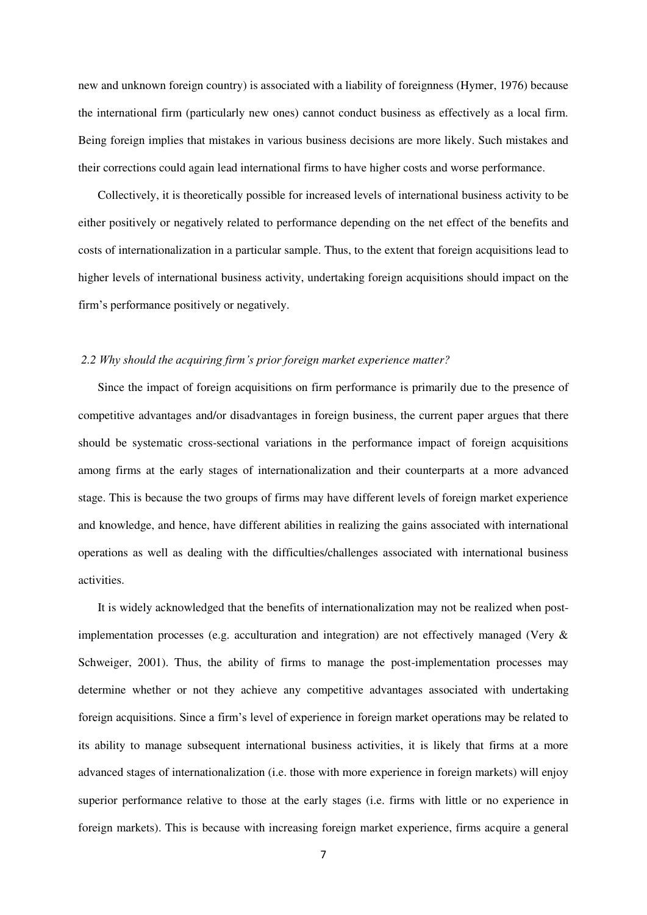new and unknown foreign country) is associated with a liability of foreignness (Hymer, 1976) because the international firm (particularly new ones) cannot conduct business as effectively as a local firm. Being foreign implies that mistakes in various business decisions are more likely. Such mistakes and their corrections could again lead international firms to have higher costs and worse performance.

Collectively, it is theoretically possible for increased levels of international business activity to be either positively or negatively related to performance depending on the net effect of the benefits and costs of internationalization in a particular sample. Thus, to the extent that foreign acquisitions lead to higher levels of international business activity, undertaking foreign acquisitions should impact on the firm's performance positively or negatively.

### *2.2 Why should the acquiring firm's prior foreign market experience matter?*

Since the impact of foreign acquisitions on firm performance is primarily due to the presence of competitive advantages and/or disadvantages in foreign business, the current paper argues that there should be systematic cross-sectional variations in the performance impact of foreign acquisitions among firms at the early stages of internationalization and their counterparts at a more advanced stage. This is because the two groups of firms may have different levels of foreign market experience and knowledge, and hence, have different abilities in realizing the gains associated with international operations as well as dealing with the difficulties/challenges associated with international business activities.

It is widely acknowledged that the benefits of internationalization may not be realized when post-implementation processes (e.g. acculturation and integration) are not effectively managed (Very & Schweiger, 2001). Thus, the ability of firms to manage the post-implementation processes may determine whether or not they achieve any competitive advantages associated with undertaking foreign acquisitions. Since a firm's level of experience in foreign market operations may be related to its ability to manage subsequent international business activities, it is likely that firms at a more advanced stages of internationalization (i.e. those with more experience in foreign markets) will enjoy superior performance relative to those at the early stages (i.e. firms with little or no experience in foreign markets). This is because with increasing foreign market experience, firms acquire a general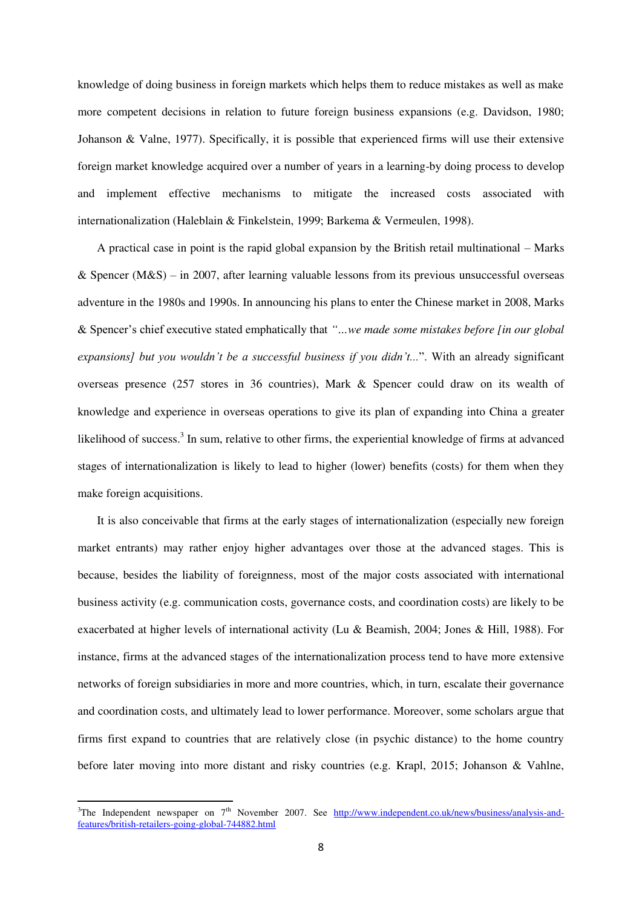knowledge of doing business in foreign markets which helps them to reduce mistakes as well as make more competent decisions in relation to future foreign business expansions (e.g. Davidson, 1980; Johanson & Valne, 1977). Specifically, it is possible that experienced firms will use their extensive foreign market knowledge acquired over a number of years in a learning-by doing process to develop and implement effective mechanisms to mitigate the increased costs associated with internationalization (Haleblain & Finkelstein, 1999; Barkema & Vermeulen, 1998).

A practical case in point is the rapid global expansion by the British retail multinational – Marks & Spencer (M&S) – in 2007, after learning valuable lessons from its previous unsuccessful overseas adventure in the 1980s and 1990s. In announcing his plans to enter the Chinese market in 2008, Marks & Spencer's chief executive stated emphatically that *"…we made some mistakes before [in our global expansions] but you wouldn't be a successful business if you didn't…*". With an already significant overseas presence (257 stores in 36 countries), Mark & Spencer could draw on its wealth of knowledge and experience in overseas operations to give its plan of expanding into China a greater likelihood of success.[3] In sum, relative to other firms, the experiential knowledge of firms at advanced stages of internationalization is likely to lead to higher (lower) benefits (costs) for them when they make foreign acquisitions.

It is also conceivable that firms at the early stages of internationalization (especially new foreign market entrants) may rather enjoy higher advantages over those at the advanced stages. This is because, besides the liability of foreignness, most of the major costs associated with international business activity (e.g. communication costs, governance costs, and coordination costs) are likely to be exacerbated at higher levels of international activity (Lu & Beamish, 2004; Jones & Hill, 1988). For instance, firms at the advanced stages of the internationalization process tend to have more extensive networks of foreign subsidiaries in more and more countries, which, in turn, escalate their governance and coordination costs, and ultimately lead to lower performance. Moreover, some scholars argue that firms first expand to countries that are relatively close (in psychic distance) to the home country before later moving into more distant and risky countries (e.g. Krapl, 2015; Johanson & Vahlne,

[3]The Independent newspaper on 7th November 2007. See http://www.independent.co.uk/news/business/analysis-and-features/british-retailers-going-global-744882.html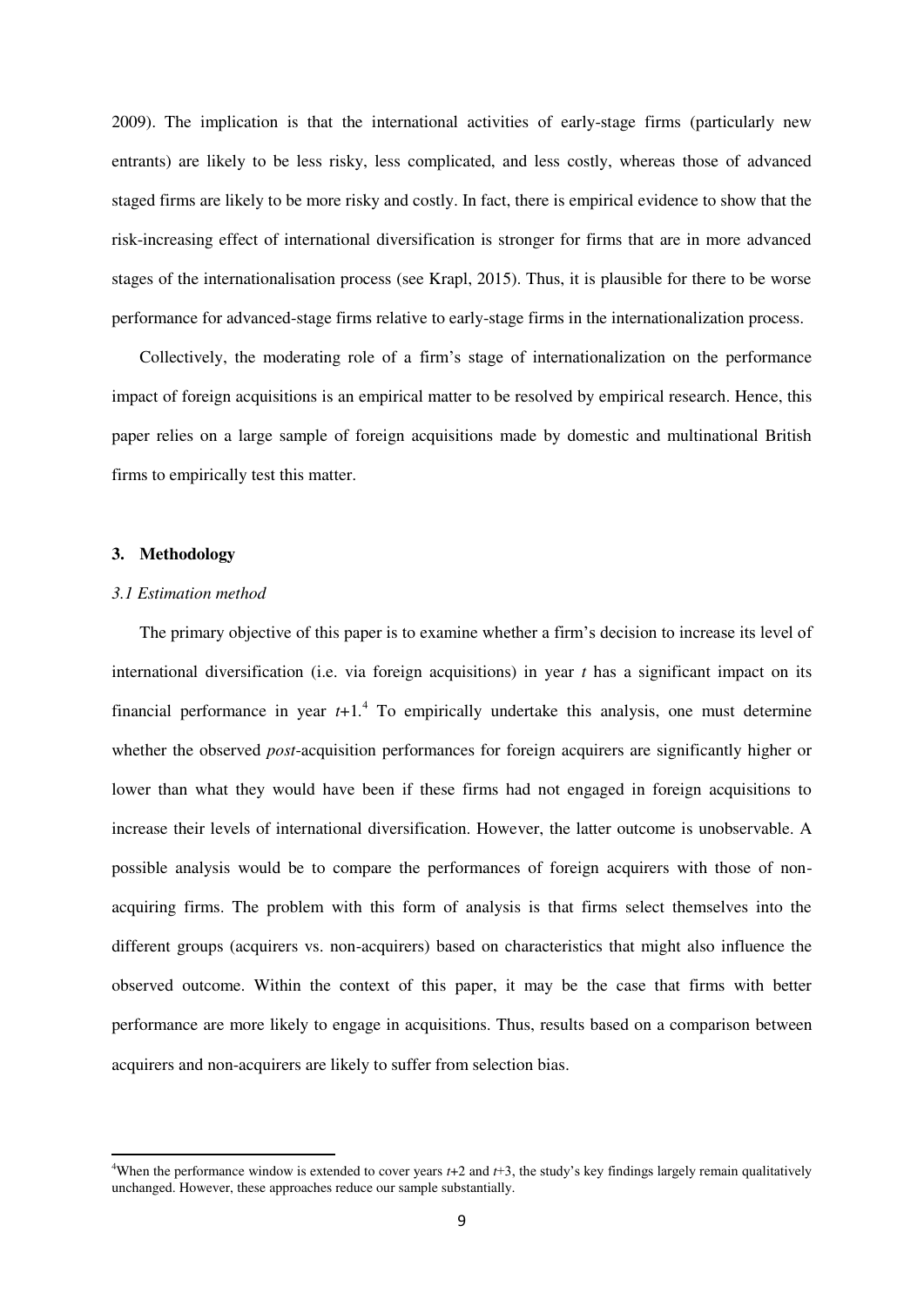2009). The implication is that the international activities of early-stage firms (particularly new entrants) are likely to be less risky, less complicated, and less costly, whereas those of advanced staged firms are likely to be more risky and costly. In fact, there is empirical evidence to show that the risk-increasing effect of international diversification is stronger for firms that are in more advanced stages of the internationalisation process (see Krapl, 2015). Thus, it is plausible for there to be worse performance for advanced-stage firms relative to early-stage firms in the internationalization process.

Collectively, the moderating role of a firm's stage of internationalization on the performance impact of foreign acquisitions is an empirical matter to be resolved by empirical research. Hence, this paper relies on a large sample of foreign acquisitions made by domestic and multinational British firms to empirically test this matter.

## 3. Methodology

### *3.1 Estimation method*

The primary objective of this paper is to examine whether a firm's decision to increase its level of international diversification (i.e. via foreign acquisitions) in year $t$ has a significant impact on its financial performance in year $t+1$.[4] To empirically undertake this analysis, one must determine whether the observed *post*-acquisition performances for foreign acquirers are significantly higher or lower than what they would have been if these firms had not engaged in foreign acquisitions to increase their levels of international diversification. However, the latter outcome is unobservable. A possible analysis would be to compare the performances of foreign acquirers with those of non-acquiring firms. The problem with this form of analysis is that firms select themselves into the different groups (acquirers vs. non-acquirers) based on characteristics that might also influence the observed outcome. Within the context of this paper, it may be the case that firms with better performance are more likely to engage in acquisitions. Thus, results based on a comparison between acquirers and non-acquirers are likely to suffer from selection bias.

[4]When the performance window is extended to cover years $t+2$ and $t+3$, the study's key findings largely remain qualitatively unchanged. However, these approaches reduce our sample substantially.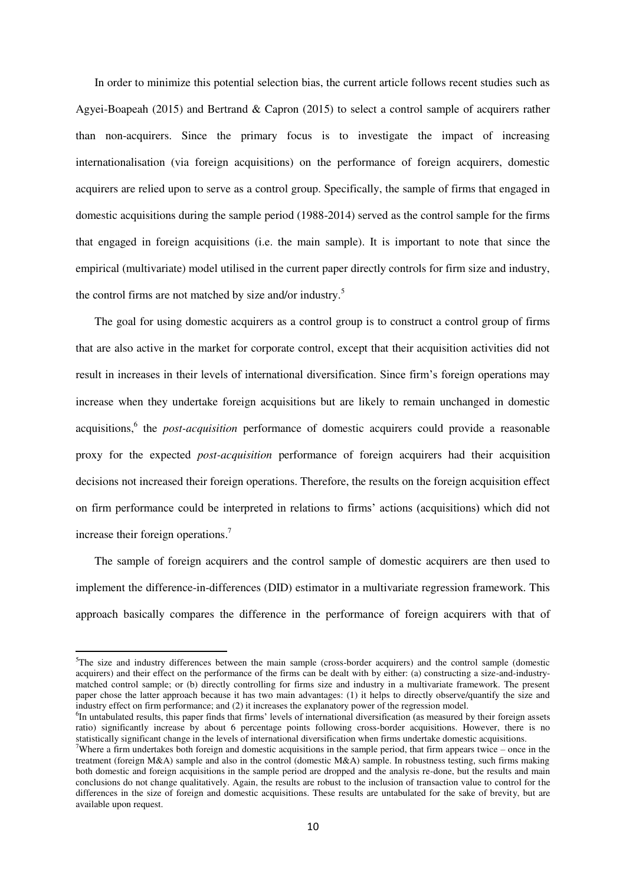In order to minimize this potential selection bias, the current article follows recent studies such as Agyei-Boapeah (2015) and Bertrand & Capron (2015) to select a control sample of acquirers rather than non-acquirers. Since the primary focus is to investigate the impact of increasing internationalisation (via foreign acquisitions) on the performance of foreign acquirers, domestic acquirers are relied upon to serve as a control group. Specifically, the sample of firms that engaged in domestic acquisitions during the sample period (1988-2014) served as the control sample for the firms that engaged in foreign acquisitions (i.e. the main sample). It is important to note that since the empirical (multivariate) model utilised in the current paper directly controls for firm size and industry, the control firms are not matched by size and/or industry.[5]

The goal for using domestic acquirers as a control group is to construct a control group of firms that are also active in the market for corporate control, except that their acquisition activities did not result in increases in their levels of international diversification. Since firm's foreign operations may increase when they undertake foreign acquisitions but are likely to remain unchanged in domestic acquisitions,[6] the *post-acquisition* performance of domestic acquirers could provide a reasonable proxy for the expected *post-acquisition* performance of foreign acquirers had their acquisition decisions not increased their foreign operations. Therefore, the results on the foreign acquisition effect on firm performance could be interpreted in relations to firms' actions (acquisitions) which did not increase their foreign operations.[7]

The sample of foreign acquirers and the control sample of domestic acquirers are then used to implement the difference-in-differences (DID) estimator in a multivariate regression framework. This approach basically compares the difference in the performance of foreign acquirers with that of

---

[5]The size and industry differences between the main sample (cross-border acquirers) and the control sample (domestic acquirers) and their effect on the performance of the firms can be dealt with by either: (a) constructing a size-and-industry-matched control sample; or (b) directly controlling for firms size and industry in a multivariate framework. The present paper chose the latter approach because it has two main advantages: (1) it helps to directly observe/quantify the size and industry effect on firm performance; and (2) it increases the explanatory power of the regression model.

[6]In untabulated results, this paper finds that firms' levels of international diversification (as measured by their foreign assets ratio) significantly increase by about 6 percentage points following cross-border acquisitions. However, there is no statistically significant change in the levels of international diversification when firms undertake domestic acquisitions.

[7]Where a firm undertakes both foreign and domestic acquisitions in the sample period, that firm appears twice – once in the treatment (foreign M&A) sample and also in the control (domestic M&A) sample. In robustness testing, such firms making both domestic and foreign acquisitions in the sample period are dropped and the analysis re-done, but the results and main conclusions do not change qualitatively. Again, the results are robust to the inclusion of transaction value to control for the differences in the size of foreign and domestic acquisitions. These results are untabulated for the sake of brevity, but are available upon request.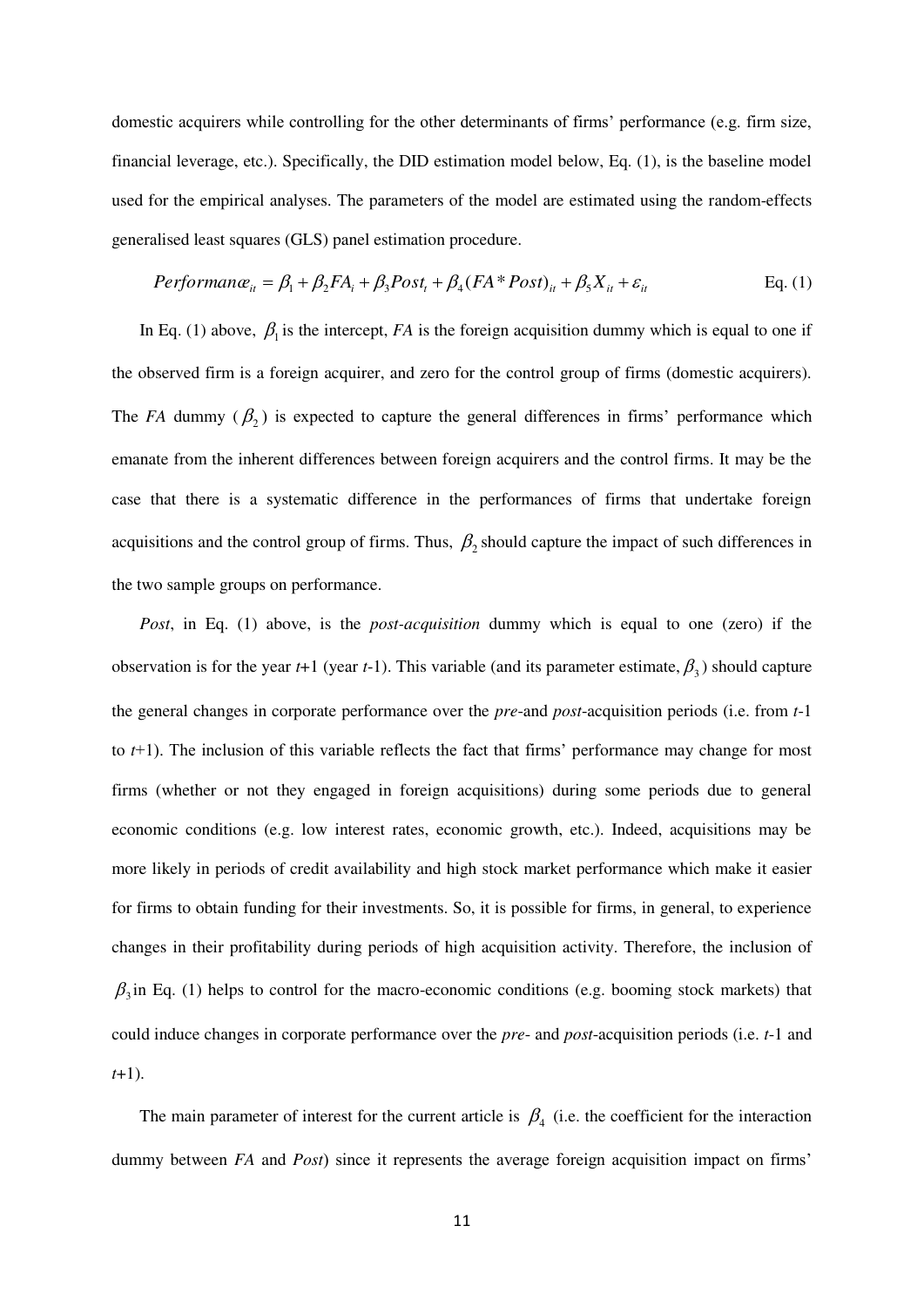domestic acquirers while controlling for the other determinants of firms' performance (e.g. firm size, financial leverage, etc.). Specifically, the DID estimation model below, Eq. (1), is the baseline model used for the empirical analyses. The parameters of the model are estimated using the random-effects generalised least squares (GLS) panel estimation procedure.

$$Performance_{it} = \beta_1 + \beta_2 FA_i + \beta_3 Post_t + \beta_4 (FA * Post)_{it} + \beta_5 X_{it} + \varepsilon_{it} \qquad \text{Eq. (1)}$$

In Eq. (1) above, $\beta_1$ is the intercept, *FA* is the foreign acquisition dummy which is equal to one if the observed firm is a foreign acquirer, and zero for the control group of firms (domestic acquirers). The *FA* dummy ($\beta_2$) is expected to capture the general differences in firms' performance which emanate from the inherent differences between foreign acquirers and the control firms. It may be the case that there is a systematic difference in the performances of firms that undertake foreign acquisitions and the control group of firms. Thus, $\beta_2$ should capture the impact of such differences in the two sample groups on performance.

*Post*, in Eq. (1) above, is the *post-acquisition* dummy which is equal to one (zero) if the observation is for the year *t*+1 (year *t*-1). This variable (and its parameter estimate, $\beta_3$) should capture the general changes in corporate performance over the *pre*-and *post*-acquisition periods (i.e. from *t*-1 to *t*+1). The inclusion of this variable reflects the fact that firms' performance may change for most firms (whether or not they engaged in foreign acquisitions) during some periods due to general economic conditions (e.g. low interest rates, economic growth, etc.). Indeed, acquisitions may be more likely in periods of credit availability and high stock market performance which make it easier for firms to obtain funding for their investments. So, it is possible for firms, in general, to experience changes in their profitability during periods of high acquisition activity. Therefore, the inclusion of $\beta_3$ in Eq. (1) helps to control for the macro-economic conditions (e.g. booming stock markets) that could induce changes in corporate performance over the *pre*- and *post*-acquisition periods (i.e. *t*-1 and *t*+1).

The main parameter of interest for the current article is $\beta_4$ (i.e. the coefficient for the interaction dummy between *FA* and *Post*) since it represents the average foreign acquisition impact on firms'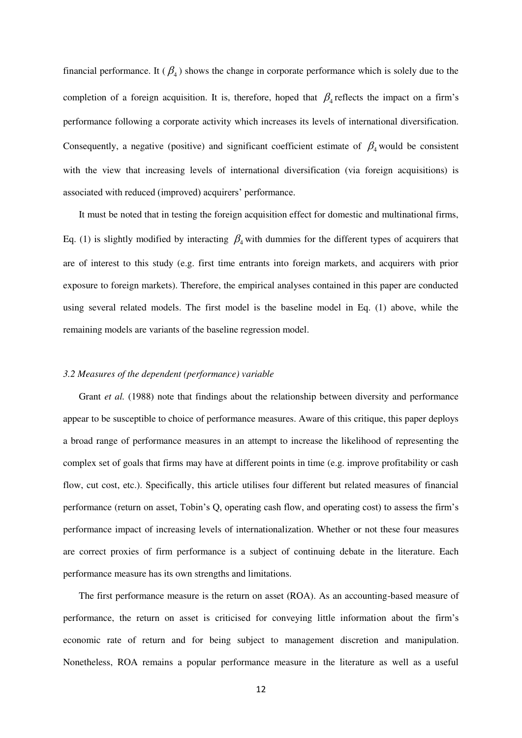financial performance. It ( $\beta_4$ ) shows the change in corporate performance which is solely due to the completion of a foreign acquisition. It is, therefore, hoped that $\beta_4$ reflects the impact on a firm's performance following a corporate activity which increases its levels of international diversification. Consequently, a negative (positive) and significant coefficient estimate of $\beta_4$ would be consistent with the view that increasing levels of international diversification (via foreign acquisitions) is associated with reduced (improved) acquirers' performance.

It must be noted that in testing the foreign acquisition effect for domestic and multinational firms, Eq. (1) is slightly modified by interacting $\beta_4$ with dummies for the different types of acquirers that are of interest to this study (e.g. first time entrants into foreign markets, and acquirers with prior exposure to foreign markets). Therefore, the empirical analyses contained in this paper are conducted using several related models. The first model is the baseline model in Eq. (1) above, while the remaining models are variants of the baseline regression model.

### *3.2 Measures of the dependent (performance) variable*

Grant *et al.* (1988) note that findings about the relationship between diversity and performance appear to be susceptible to choice of performance measures. Aware of this critique, this paper deploys a broad range of performance measures in an attempt to increase the likelihood of representing the complex set of goals that firms may have at different points in time (e.g. improve profitability or cash flow, cut cost, etc.). Specifically, this article utilises four different but related measures of financial performance (return on asset, Tobin's Q, operating cash flow, and operating cost) to assess the firm's performance impact of increasing levels of internationalization. Whether or not these four measures are correct proxies of firm performance is a subject of continuing debate in the literature. Each performance measure has its own strengths and limitations.

The first performance measure is the return on asset (ROA). As an accounting-based measure of performance, the return on asset is criticised for conveying little information about the firm's economic rate of return and for being subject to management discretion and manipulation. Nonetheless, ROA remains a popular performance measure in the literature as well as a useful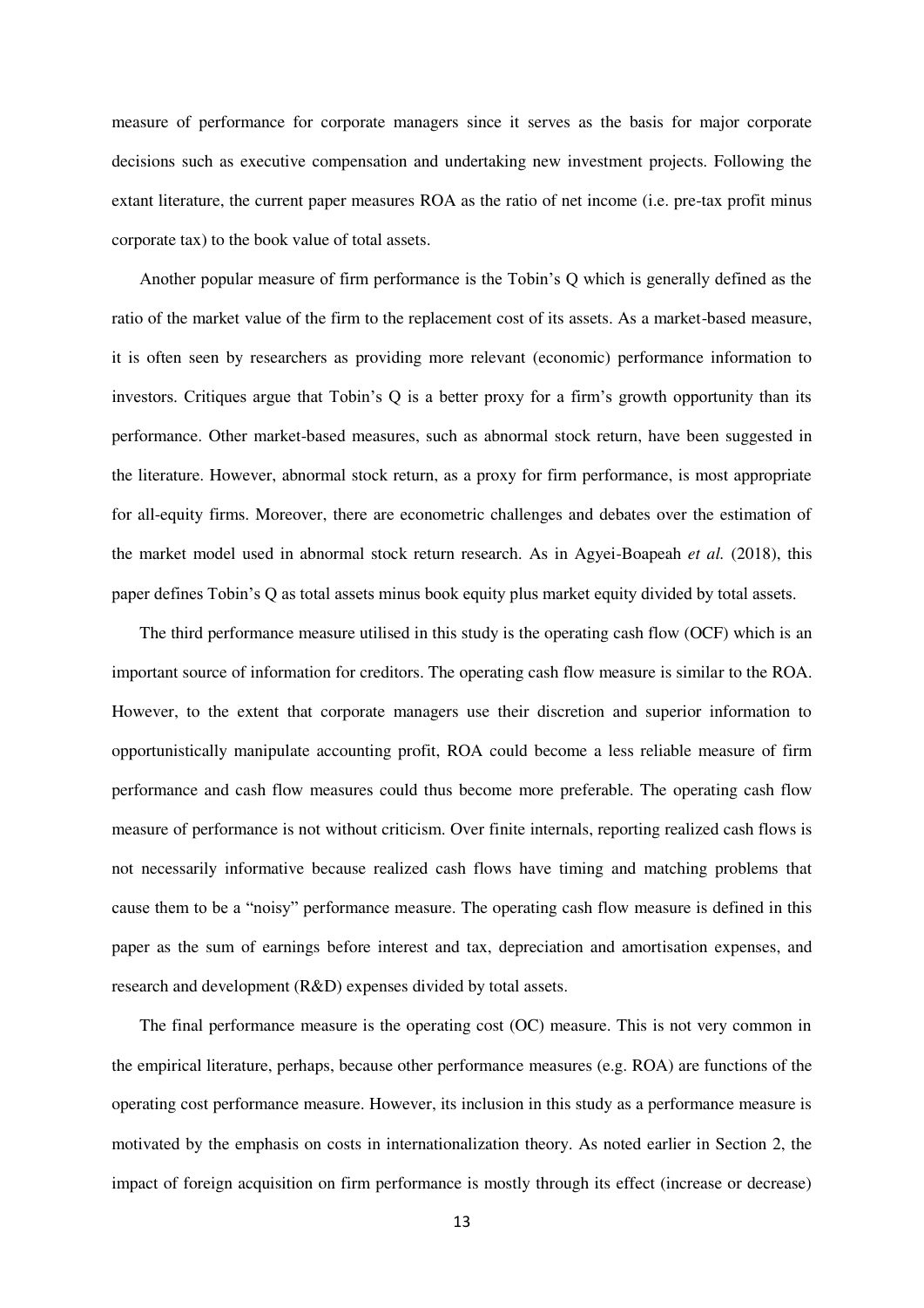measure of performance for corporate managers since it serves as the basis for major corporate decisions such as executive compensation and undertaking new investment projects. Following the extant literature, the current paper measures ROA as the ratio of net income (i.e. pre-tax profit minus corporate tax) to the book value of total assets.

Another popular measure of firm performance is the Tobin's Q which is generally defined as the ratio of the market value of the firm to the replacement cost of its assets. As a market-based measure, it is often seen by researchers as providing more relevant (economic) performance information to investors. Critiques argue that Tobin's Q is a better proxy for a firm's growth opportunity than its performance. Other market-based measures, such as abnormal stock return, have been suggested in the literature. However, abnormal stock return, as a proxy for firm performance, is most appropriate for all-equity firms. Moreover, there are econometric challenges and debates over the estimation of the market model used in abnormal stock return research. As in Agyei-Boapeah *et al.* (2018), this paper defines Tobin's Q as total assets minus book equity plus market equity divided by total assets.

The third performance measure utilised in this study is the operating cash flow (OCF) which is an important source of information for creditors. The operating cash flow measure is similar to the ROA. However, to the extent that corporate managers use their discretion and superior information to opportunistically manipulate accounting profit, ROA could become a less reliable measure of firm performance and cash flow measures could thus become more preferable. The operating cash flow measure of performance is not without criticism. Over finite internals, reporting realized cash flows is not necessarily informative because realized cash flows have timing and matching problems that cause them to be a "noisy" performance measure. The operating cash flow measure is defined in this paper as the sum of earnings before interest and tax, depreciation and amortisation expenses, and research and development (R&D) expenses divided by total assets.

The final performance measure is the operating cost (OC) measure. This is not very common in the empirical literature, perhaps, because other performance measures (e.g. ROA) are functions of the operating cost performance measure. However, its inclusion in this study as a performance measure is motivated by the emphasis on costs in internationalization theory. As noted earlier in Section 2, the impact of foreign acquisition on firm performance is mostly through its effect (increase or decrease)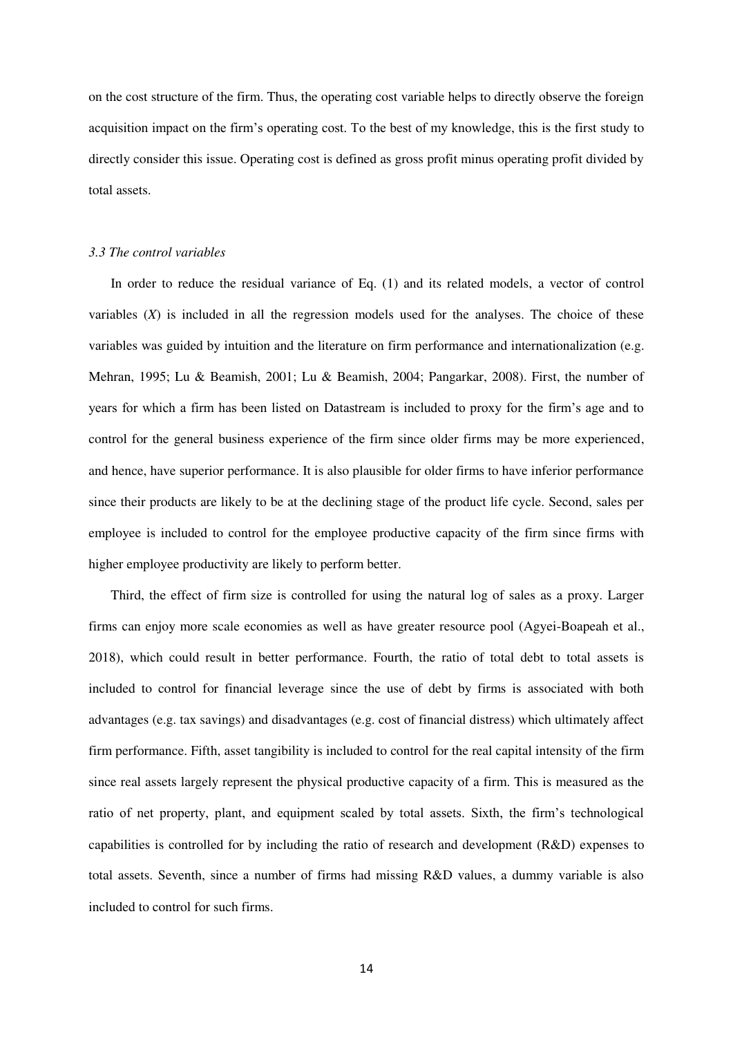on the cost structure of the firm. Thus, the operating cost variable helps to directly observe the foreign acquisition impact on the firm's operating cost. To the best of my knowledge, this is the first study to directly consider this issue. Operating cost is defined as gross profit minus operating profit divided by total assets.

### *3.3 The control variables*

In order to reduce the residual variance of Eq. (1) and its related models, a vector of control variables ($X$) is included in all the regression models used for the analyses. The choice of these variables was guided by intuition and the literature on firm performance and internationalization (e.g. Mehran, 1995; Lu & Beamish, 2001; Lu & Beamish, 2004; Pangarkar, 2008). First, the number of years for which a firm has been listed on Datastream is included to proxy for the firm's age and to control for the general business experience of the firm since older firms may be more experienced, and hence, have superior performance. It is also plausible for older firms to have inferior performance since their products are likely to be at the declining stage of the product life cycle. Second, sales per employee is included to control for the employee productive capacity of the firm since firms with higher employee productivity are likely to perform better.

Third, the effect of firm size is controlled for using the natural log of sales as a proxy. Larger firms can enjoy more scale economies as well as have greater resource pool (Agyei-Boapeah et al., 2018), which could result in better performance. Fourth, the ratio of total debt to total assets is included to control for financial leverage since the use of debt by firms is associated with both advantages (e.g. tax savings) and disadvantages (e.g. cost of financial distress) which ultimately affect firm performance. Fifth, asset tangibility is included to control for the real capital intensity of the firm since real assets largely represent the physical productive capacity of a firm. This is measured as the ratio of net property, plant, and equipment scaled by total assets. Sixth, the firm's technological capabilities is controlled for by including the ratio of research and development (R&D) expenses to total assets. Seventh, since a number of firms had missing R&D values, a dummy variable is also included to control for such firms.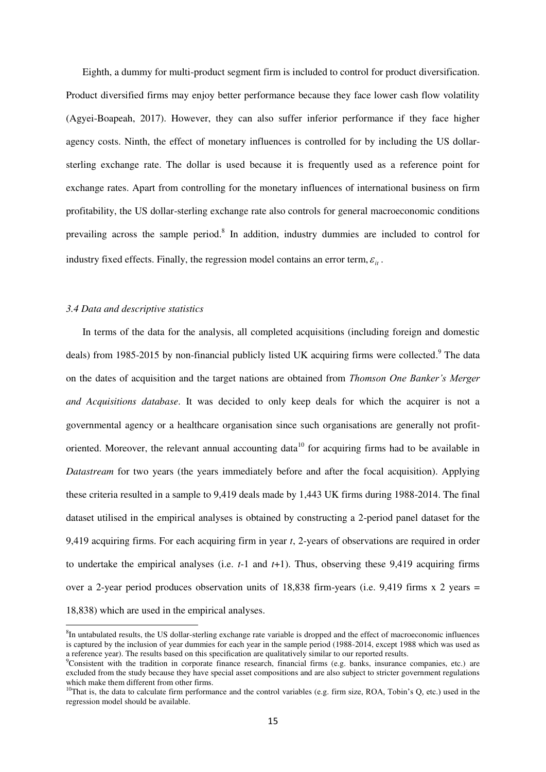Eighth, a dummy for multi-product segment firm is included to control for product diversification. Product diversified firms may enjoy better performance because they face lower cash flow volatility (Agyei-Boapeah, 2017). However, they can also suffer inferior performance if they face higher agency costs. Ninth, the effect of monetary influences is controlled for by including the US dollar-sterling exchange rate. The dollar is used because it is frequently used as a reference point for exchange rates. Apart from controlling for the monetary influences of international business on firm profitability, the US dollar-sterling exchange rate also controls for general macroeconomic conditions prevailing across the sample period.[8] In addition, industry dummies are included to control for industry fixed effects. Finally, the regression model contains an error term, $\varepsilon_{it}$.

### *3.4 Data and descriptive statistics*

In terms of the data for the analysis, all completed acquisitions (including foreign and domestic deals) from 1985-2015 by non-financial publicly listed UK acquiring firms were collected.[9] The data on the dates of acquisition and the target nations are obtained from *Thomson One Banker's Merger and Acquisitions database*. It was decided to only keep deals for which the acquirer is not a governmental agency or a healthcare organisation since such organisations are generally not profit-oriented. Moreover, the relevant annual accounting data[10] for acquiring firms had to be available in *Datastream* for two years (the years immediately before and after the focal acquisition). Applying these criteria resulted in a sample to 9,419 deals made by 1,443 UK firms during 1988-2014. The final dataset utilised in the empirical analyses is obtained by constructing a 2-period panel dataset for the 9,419 acquiring firms. For each acquiring firm in year *t*, 2-years of observations are required in order to undertake the empirical analyses (i.e. *t*-1 and *t*+1). Thus, observing these 9,419 acquiring firms over a 2-year period produces observation units of 18,838 firm-years (i.e. 9,419 firms x 2 years = 18,838) which are used in the empirical analyses.

[8]In untabulated results, the US dollar-sterling exchange rate variable is dropped and the effect of macroeconomic influences is captured by the inclusion of year dummies for each year in the sample period (1988-2014, except 1988 which was used as a reference year). The results based on this specification are qualitatively similar to our reported results.

[9]Consistent with the tradition in corporate finance research, financial firms (e.g. banks, insurance companies, etc.) are excluded from the study because they have special asset compositions and are also subject to stricter government regulations which make them different from other firms.

[10]That is, the data to calculate firm performance and the control variables (e.g. firm size, ROA, Tobin's Q, etc.) used in the regression model should be available.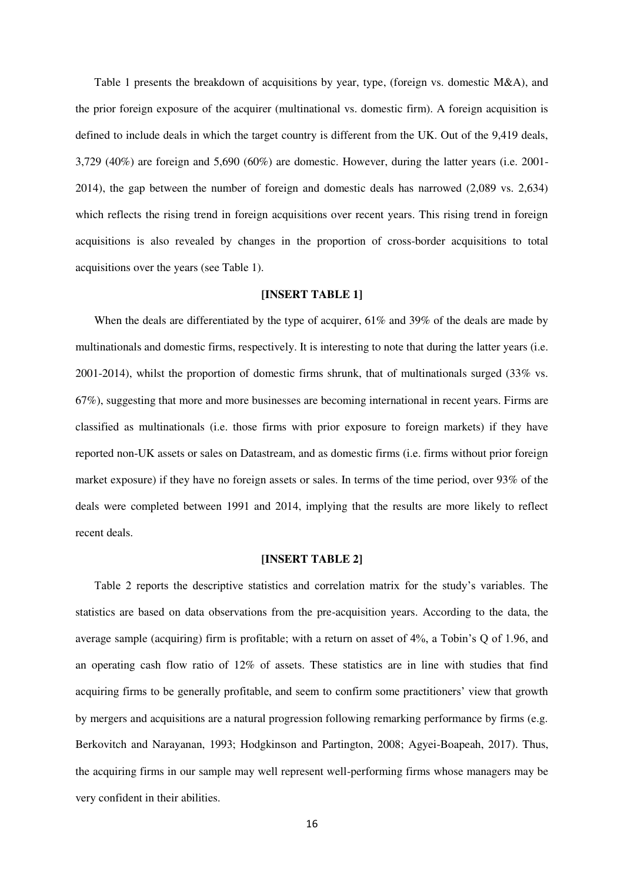Table 1 presents the breakdown of acquisitions by year, type, (foreign vs. domestic M&A), and the prior foreign exposure of the acquirer (multinational vs. domestic firm). A foreign acquisition is defined to include deals in which the target country is different from the UK. Out of the 9,419 deals, 3,729 (40%) are foreign and 5,690 (60%) are domestic. However, during the latter years (i.e. 2001-2014), the gap between the number of foreign and domestic deals has narrowed (2,089 vs. 2,634) which reflects the rising trend in foreign acquisitions over recent years. This rising trend in foreign acquisitions is also revealed by changes in the proportion of cross-border acquisitions to total acquisitions over the years (see Table 1).

**[INSERT TABLE 1]**

When the deals are differentiated by the type of acquirer, 61% and 39% of the deals are made by multinationals and domestic firms, respectively. It is interesting to note that during the latter years (i.e. 2001-2014), whilst the proportion of domestic firms shrunk, that of multinationals surged (33% vs. 67%), suggesting that more and more businesses are becoming international in recent years. Firms are classified as multinationals (i.e. those firms with prior exposure to foreign markets) if they have reported non-UK assets or sales on Datastream, and as domestic firms (i.e. firms without prior foreign market exposure) if they have no foreign assets or sales. In terms of the time period, over 93% of the deals were completed between 1991 and 2014, implying that the results are more likely to reflect recent deals.

**[INSERT TABLE 2]**

Table 2 reports the descriptive statistics and correlation matrix for the study's variables. The statistics are based on data observations from the pre-acquisition years. According to the data, the average sample (acquiring) firm is profitable; with a return on asset of 4%, a Tobin's Q of 1.96, and an operating cash flow ratio of 12% of assets. These statistics are in line with studies that find acquiring firms to be generally profitable, and seem to confirm some practitioners' view that growth by mergers and acquisitions are a natural progression following remarking performance by firms (e.g. Berkovitch and Narayanan, 1993; Hodgkinson and Partington, 2008; Agyei-Boapeah, 2017). Thus, the acquiring firms in our sample may well represent well-performing firms whose managers may be very confident in their abilities.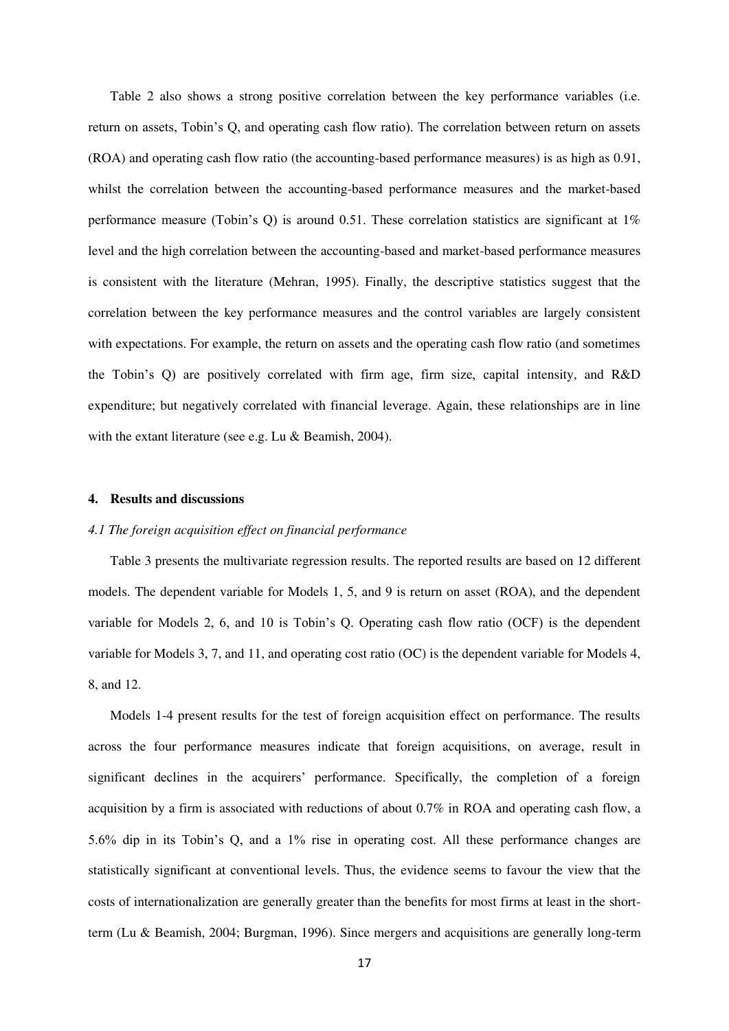Table 2 also shows a strong positive correlation between the key performance variables (i.e. return on assets, Tobin's Q, and operating cash flow ratio). The correlation between return on assets (ROA) and operating cash flow ratio (the accounting-based performance measures) is as high as 0.91, whilst the correlation between the accounting-based performance measures and the market-based performance measure (Tobin's Q) is around 0.51. These correlation statistics are significant at 1% level and the high correlation between the accounting-based and market-based performance measures is consistent with the literature (Mehran, 1995). Finally, the descriptive statistics suggest that the correlation between the key performance measures and the control variables are largely consistent with expectations. For example, the return on assets and the operating cash flow ratio (and sometimes the Tobin's Q) are positively correlated with firm age, firm size, capital intensity, and R&D expenditure; but negatively correlated with financial leverage. Again, these relationships are in line with the extant literature (see e.g. Lu & Beamish, 2004).

## 4. Results and discussions

### *4.1 The foreign acquisition effect on financial performance*

Table 3 presents the multivariate regression results. The reported results are based on 12 different models. The dependent variable for Models 1, 5, and 9 is return on asset (ROA), and the dependent variable for Models 2, 6, and 10 is Tobin's Q. Operating cash flow ratio (OCF) is the dependent variable for Models 3, 7, and 11, and operating cost ratio (OC) is the dependent variable for Models 4, 8, and 12.

Models 1-4 present results for the test of foreign acquisition effect on performance. The results across the four performance measures indicate that foreign acquisitions, on average, result in significant declines in the acquirers' performance. Specifically, the completion of a foreign acquisition by a firm is associated with reductions of about 0.7% in ROA and operating cash flow, a 5.6% dip in its Tobin's Q, and a 1% rise in operating cost. All these performance changes are statistically significant at conventional levels. Thus, the evidence seems to favour the view that the costs of internationalization are generally greater than the benefits for most firms at least in the short-term (Lu & Beamish, 2004; Burgman, 1996). Since mergers and acquisitions are generally long-term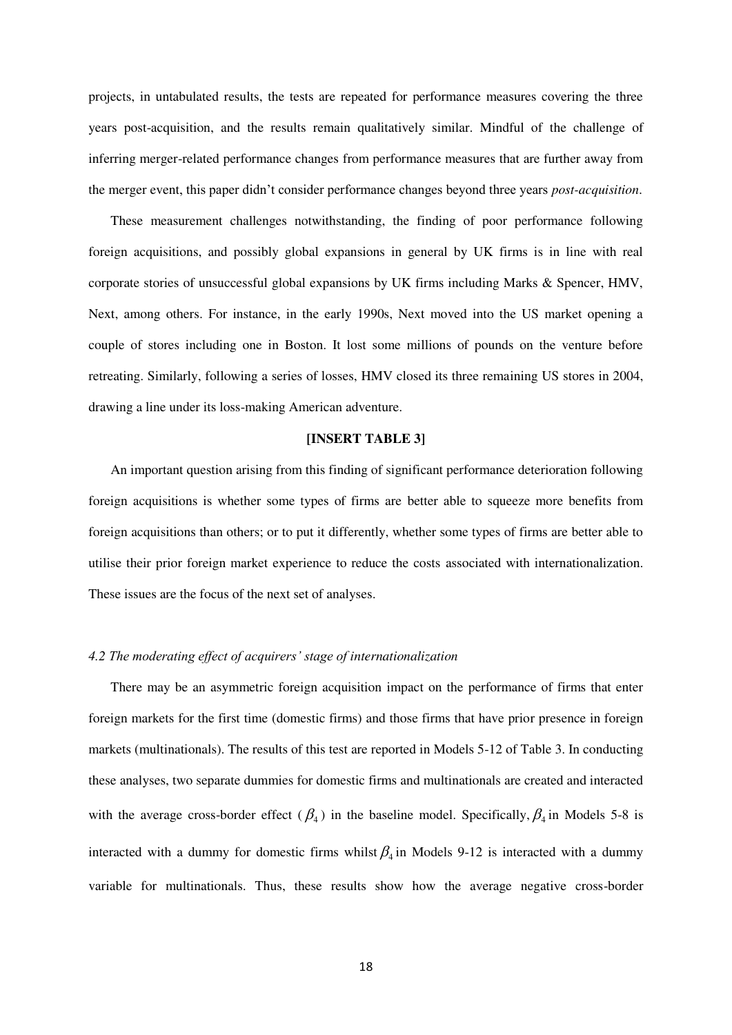projects, in untabulated results, the tests are repeated for performance measures covering the three years post-acquisition, and the results remain qualitatively similar. Mindful of the challenge of inferring merger-related performance changes from performance measures that are further away from the merger event, this paper didn't consider performance changes beyond three years *post-acquisition*.

These measurement challenges notwithstanding, the finding of poor performance following foreign acquisitions, and possibly global expansions in general by UK firms is in line with real corporate stories of unsuccessful global expansions by UK firms including Marks & Spencer, HMV, Next, among others. For instance, in the early 1990s, Next moved into the US market opening a couple of stores including one in Boston. It lost some millions of pounds on the venture before retreating. Similarly, following a series of losses, HMV closed its three remaining US stores in 2004, drawing a line under its loss-making American adventure.

**[INSERT TABLE 3]**

An important question arising from this finding of significant performance deterioration following foreign acquisitions is whether some types of firms are better able to squeeze more benefits from foreign acquisitions than others; or to put it differently, whether some types of firms are better able to utilise their prior foreign market experience to reduce the costs associated with internationalization. These issues are the focus of the next set of analyses.

### *4.2 The moderating effect of acquirers' stage of internationalization*

There may be an asymmetric foreign acquisition impact on the performance of firms that enter foreign markets for the first time (domestic firms) and those firms that have prior presence in foreign markets (multinationals). The results of this test are reported in Models 5-12 of Table 3. In conducting these analyses, two separate dummies for domestic firms and multinationals are created and interacted with the average cross-border effect ($\beta_4$) in the baseline model. Specifically, $\beta_4$ in Models 5-8 is interacted with a dummy for domestic firms whilst $\beta_4$ in Models 9-12 is interacted with a dummy variable for multinationals. Thus, these results show how the average negative cross-border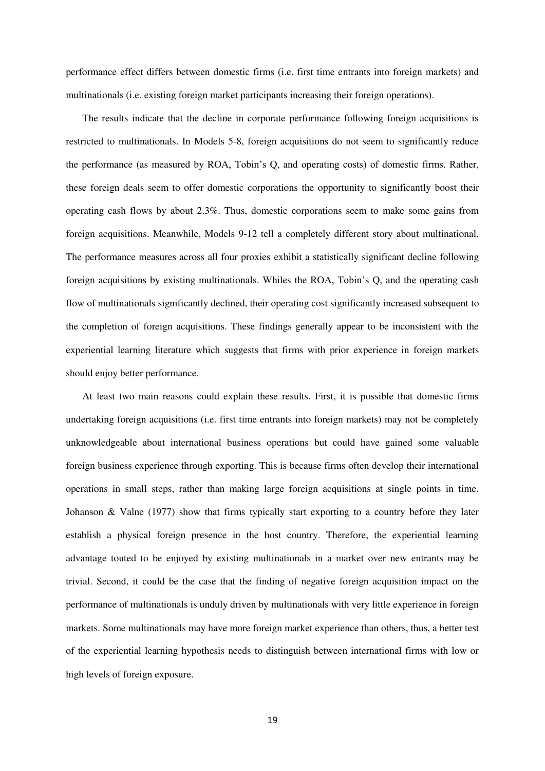performance effect differs between domestic firms (i.e. first time entrants into foreign markets) and multinationals (i.e. existing foreign market participants increasing their foreign operations).

The results indicate that the decline in corporate performance following foreign acquisitions is restricted to multinationals. In Models 5-8, foreign acquisitions do not seem to significantly reduce the performance (as measured by ROA, Tobin's Q, and operating costs) of domestic firms. Rather, these foreign deals seem to offer domestic corporations the opportunity to significantly boost their operating cash flows by about 2.3%. Thus, domestic corporations seem to make some gains from foreign acquisitions. Meanwhile, Models 9-12 tell a completely different story about multinational. The performance measures across all four proxies exhibit a statistically significant decline following foreign acquisitions by existing multinationals. Whiles the ROA, Tobin's Q, and the operating cash flow of multinationals significantly declined, their operating cost significantly increased subsequent to the completion of foreign acquisitions. These findings generally appear to be inconsistent with the experiential learning literature which suggests that firms with prior experience in foreign markets should enjoy better performance.

At least two main reasons could explain these results. First, it is possible that domestic firms undertaking foreign acquisitions (i.e. first time entrants into foreign markets) may not be completely unknowledgeable about international business operations but could have gained some valuable foreign business experience through exporting. This is because firms often develop their international operations in small steps, rather than making large foreign acquisitions at single points in time. Johanson & Valne (1977) show that firms typically start exporting to a country before they later establish a physical foreign presence in the host country. Therefore, the experiential learning advantage touted to be enjoyed by existing multinationals in a market over new entrants may be trivial. Second, it could be the case that the finding of negative foreign acquisition impact on the performance of multinationals is unduly driven by multinationals with very little experience in foreign markets. Some multinationals may have more foreign market experience than others, thus, a better test of the experiential learning hypothesis needs to distinguish between international firms with low or high levels of foreign exposure.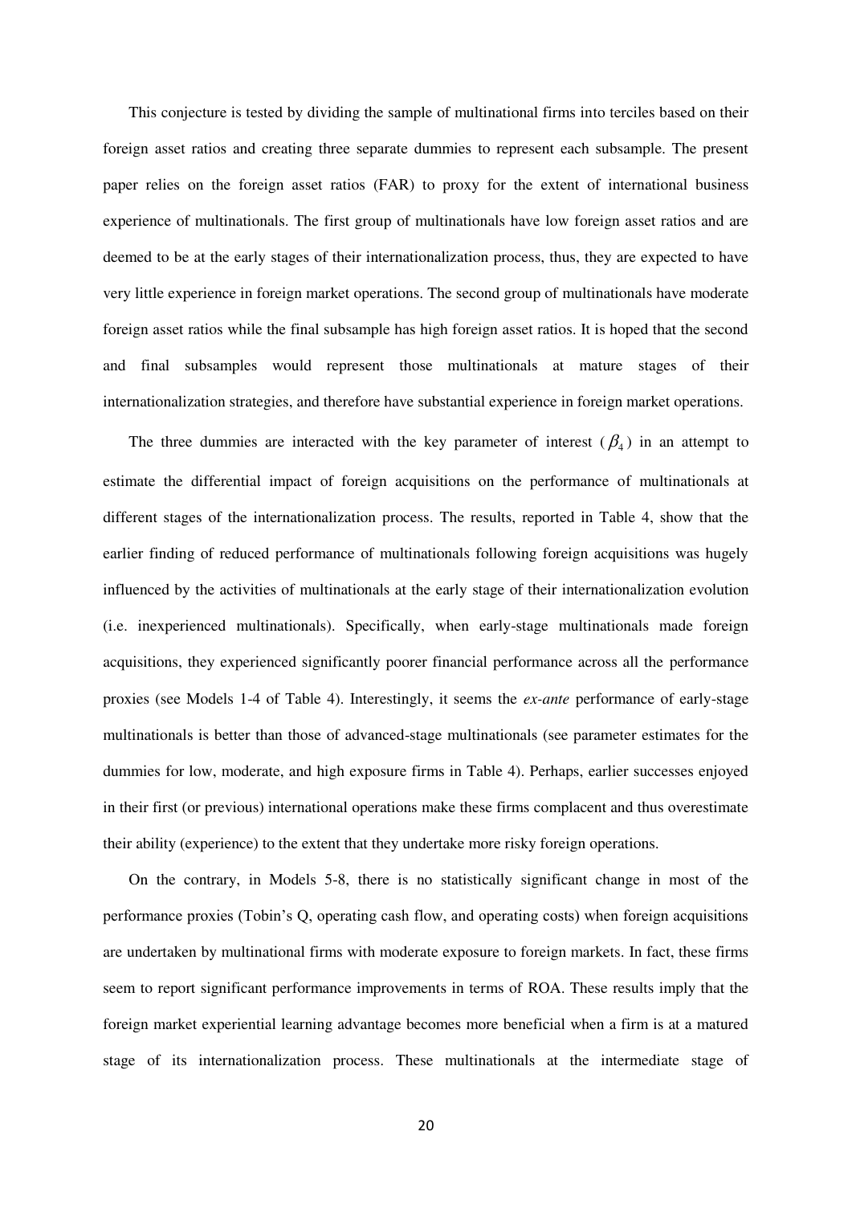This conjecture is tested by dividing the sample of multinational firms into terciles based on their foreign asset ratios and creating three separate dummies to represent each subsample. The present paper relies on the foreign asset ratios (FAR) to proxy for the extent of international business experience of multinationals. The first group of multinationals have low foreign asset ratios and are deemed to be at the early stages of their internationalization process, thus, they are expected to have very little experience in foreign market operations. The second group of multinationals have moderate foreign asset ratios while the final subsample has high foreign asset ratios. It is hoped that the second and final subsamples would represent those multinationals at mature stages of their internationalization strategies, and therefore have substantial experience in foreign market operations.

The three dummies are interacted with the key parameter of interest ($\beta_4$) in an attempt to estimate the differential impact of foreign acquisitions on the performance of multinationals at different stages of the internationalization process. The results, reported in Table 4, show that the earlier finding of reduced performance of multinationals following foreign acquisitions was hugely influenced by the activities of multinationals at the early stage of their internationalization evolution (i.e. inexperienced multinationals). Specifically, when early-stage multinationals made foreign acquisitions, they experienced significantly poorer financial performance across all the performance proxies (see Models 1-4 of Table 4). Interestingly, it seems the *ex-ante* performance of early-stage multinationals is better than those of advanced-stage multinationals (see parameter estimates for the dummies for low, moderate, and high exposure firms in Table 4). Perhaps, earlier successes enjoyed in their first (or previous) international operations make these firms complacent and thus overestimate their ability (experience) to the extent that they undertake more risky foreign operations.

On the contrary, in Models 5-8, there is no statistically significant change in most of the performance proxies (Tobin's Q, operating cash flow, and operating costs) when foreign acquisitions are undertaken by multinational firms with moderate exposure to foreign markets. In fact, these firms seem to report significant performance improvements in terms of ROA. These results imply that the foreign market experiential learning advantage becomes more beneficial when a firm is at a matured stage of its internationalization process. These multinationals at the intermediate stage of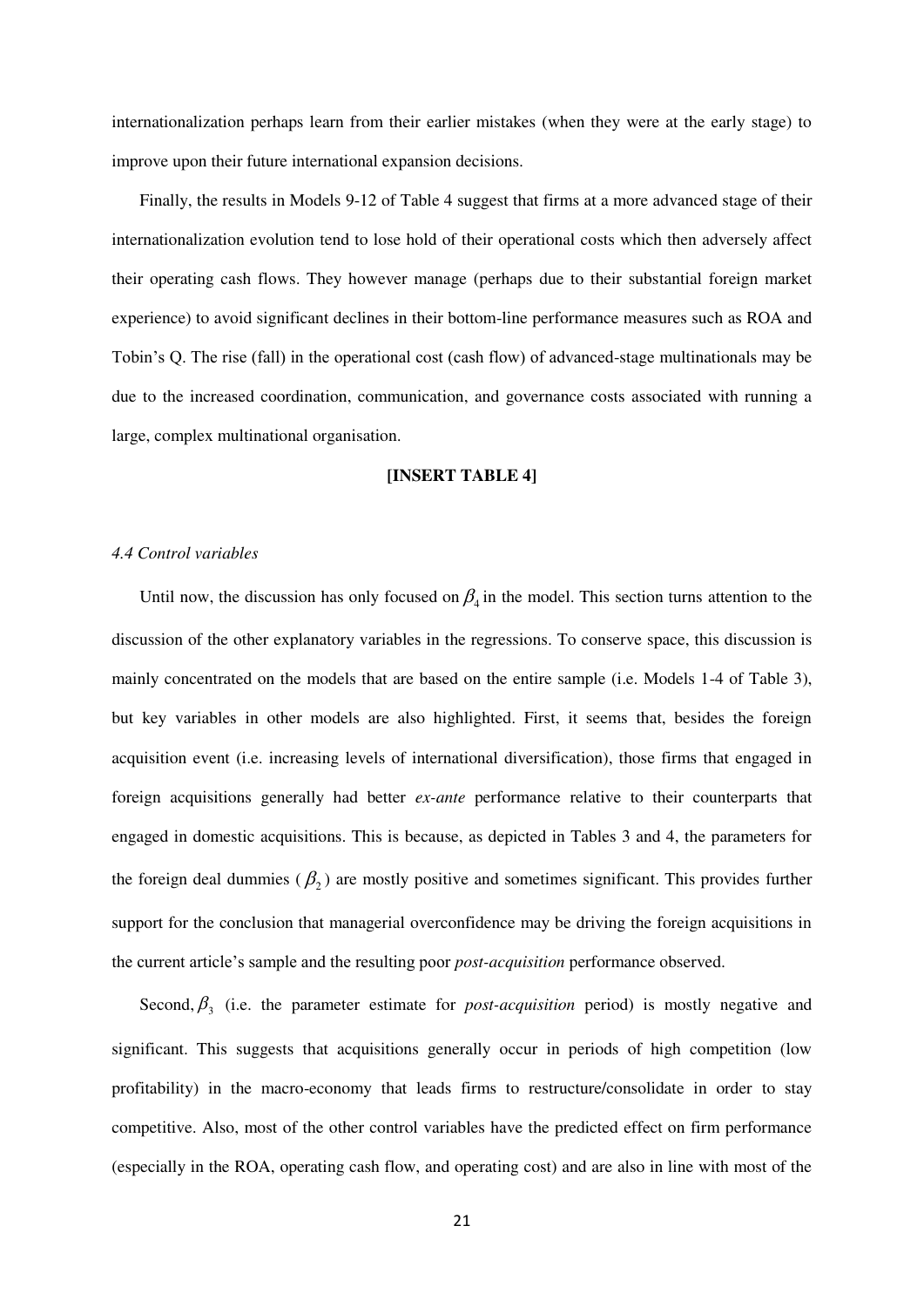internationalization perhaps learn from their earlier mistakes (when they were at the early stage) to improve upon their future international expansion decisions.

Finally, the results in Models 9-12 of Table 4 suggest that firms at a more advanced stage of their internationalization evolution tend to lose hold of their operational costs which then adversely affect their operating cash flows. They however manage (perhaps due to their substantial foreign market experience) to avoid significant declines in their bottom-line performance measures such as ROA and Tobin's Q. The rise (fall) in the operational cost (cash flow) of advanced-stage multinationals may be due to the increased coordination, communication, and governance costs associated with running a large, complex multinational organisation.

**[INSERT TABLE 4]**

### *4.4 Control variables*

Until now, the discussion has only focused on $\beta_4$ in the model. This section turns attention to the discussion of the other explanatory variables in the regressions. To conserve space, this discussion is mainly concentrated on the models that are based on the entire sample (i.e. Models 1-4 of Table 3), but key variables in other models are also highlighted. First, it seems that, besides the foreign acquisition event (i.e. increasing levels of international diversification), those firms that engaged in foreign acquisitions generally had better *ex-ante* performance relative to their counterparts that engaged in domestic acquisitions. This is because, as depicted in Tables 3 and 4, the parameters for the foreign deal dummies ( $\beta_2$ ) are mostly positive and sometimes significant. This provides further support for the conclusion that managerial overconfidence may be driving the foreign acquisitions in the current article's sample and the resulting poor *post-acquisition* performance observed.

Second, $\beta_3$ (i.e. the parameter estimate for *post-acquisition* period) is mostly negative and significant. This suggests that acquisitions generally occur in periods of high competition (low profitability) in the macro-economy that leads firms to restructure/consolidate in order to stay competitive. Also, most of the other control variables have the predicted effect on firm performance (especially in the ROA, operating cash flow, and operating cost) and are also in line with most of the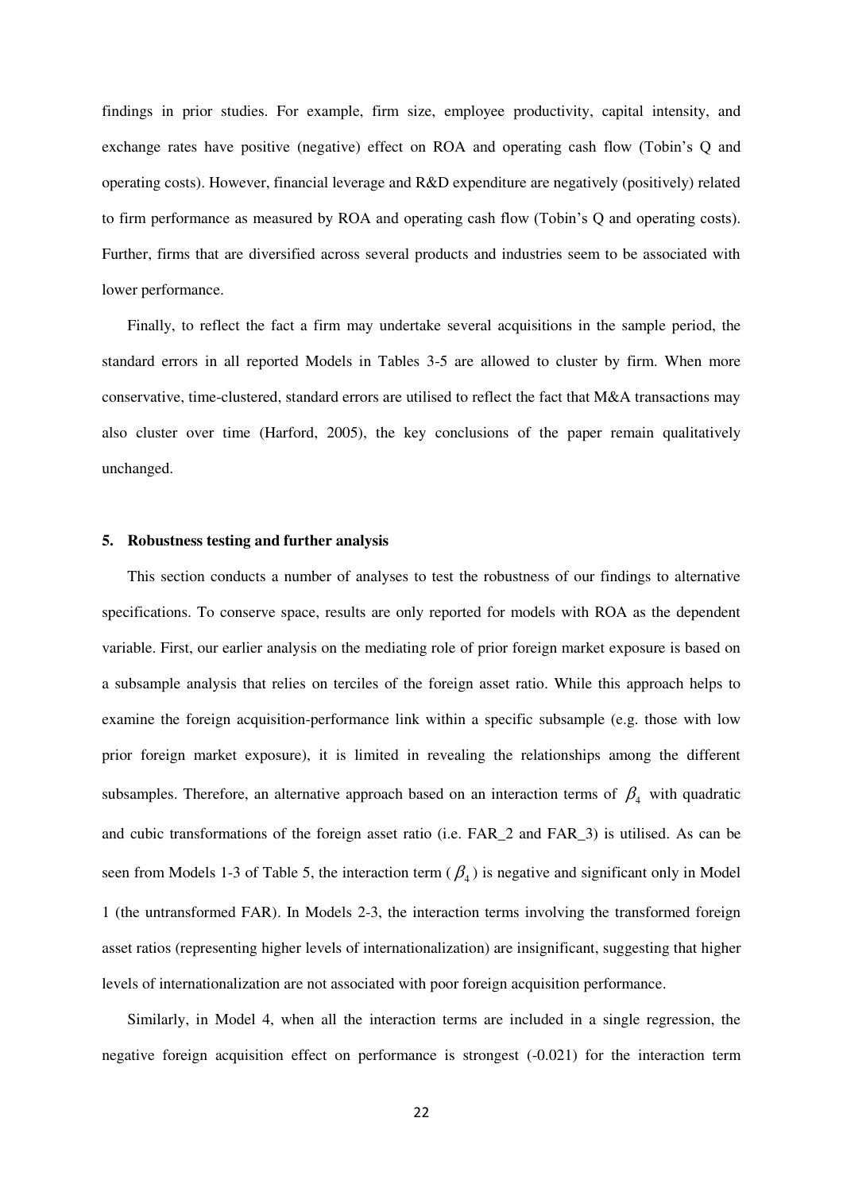findings in prior studies. For example, firm size, employee productivity, capital intensity, and exchange rates have positive (negative) effect on ROA and operating cash flow (Tobin's Q and operating costs). However, financial leverage and R&D expenditure are negatively (positively) related to firm performance as measured by ROA and operating cash flow (Tobin's Q and operating costs). Further, firms that are diversified across several products and industries seem to be associated with lower performance.

Finally, to reflect the fact a firm may undertake several acquisitions in the sample period, the standard errors in all reported Models in Tables 3-5 are allowed to cluster by firm. When more conservative, time-clustered, standard errors are utilised to reflect the fact that M&A transactions may also cluster over time (Harford, 2005), the key conclusions of the paper remain qualitatively unchanged.

## 5. Robustness testing and further analysis

This section conducts a number of analyses to test the robustness of our findings to alternative specifications. To conserve space, results are only reported for models with ROA as the dependent variable. First, our earlier analysis on the mediating role of prior foreign market exposure is based on a subsample analysis that relies on terciles of the foreign asset ratio. While this approach helps to examine the foreign acquisition-performance link within a specific subsample (e.g. those with low prior foreign market exposure), it is limited in revealing the relationships among the different subsamples. Therefore, an alternative approach based on an interaction terms of $\beta_4$ with quadratic and cubic transformations of the foreign asset ratio (i.e. FAR_2 and FAR_3) is utilised. As can be seen from Models 1-3 of Table 5, the interaction term ($\beta_4$) is negative and significant only in Model 1 (the untransformed FAR). In Models 2-3, the interaction terms involving the transformed foreign asset ratios (representing higher levels of internationalization) are insignificant, suggesting that higher levels of internationalization are not associated with poor foreign acquisition performance.

Similarly, in Model 4, when all the interaction terms are included in a single regression, the negative foreign acquisition effect on performance is strongest (-0.021) for the interaction term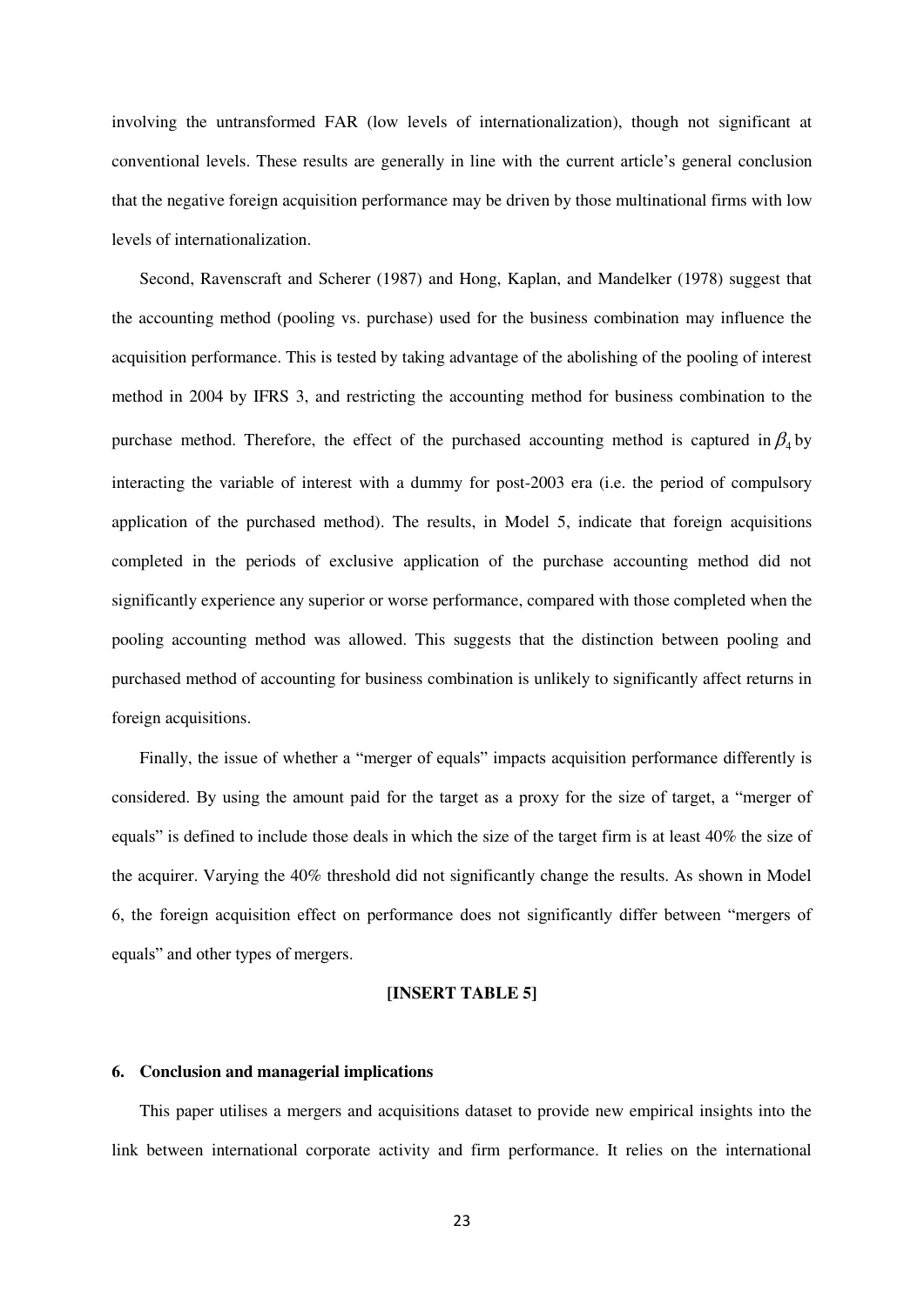involving the untransformed FAR (low levels of internationalization), though not significant at conventional levels. These results are generally in line with the current article's general conclusion that the negative foreign acquisition performance may be driven by those multinational firms with low levels of internationalization.

Second, Ravenscraft and Scherer (1987) and Hong, Kaplan, and Mandelker (1978) suggest that the accounting method (pooling vs. purchase) used for the business combination may influence the acquisition performance. This is tested by taking advantage of the abolishing of the pooling of interest method in 2004 by IFRS 3, and restricting the accounting method for business combination to the purchase method. Therefore, the effect of the purchased accounting method is captured in $\beta_4$ by interacting the variable of interest with a dummy for post-2003 era (i.e. the period of compulsory application of the purchased method). The results, in Model 5, indicate that foreign acquisitions completed in the periods of exclusive application of the purchase accounting method did not significantly experience any superior or worse performance, compared with those completed when the pooling accounting method was allowed. This suggests that the distinction between pooling and purchased method of accounting for business combination is unlikely to significantly affect returns in foreign acquisitions.

Finally, the issue of whether a "merger of equals" impacts acquisition performance differently is considered. By using the amount paid for the target as a proxy for the size of target, a "merger of equals" is defined to include those deals in which the size of the target firm is at least 40% the size of the acquirer. Varying the 40% threshold did not significantly change the results. As shown in Model 6, the foreign acquisition effect on performance does not significantly differ between "mergers of equals" and other types of mergers.

**[INSERT TABLE 5]**

## 6. Conclusion and managerial implications

This paper utilises a mergers and acquisitions dataset to provide new empirical insights into the link between international corporate activity and firm performance. It relies on the international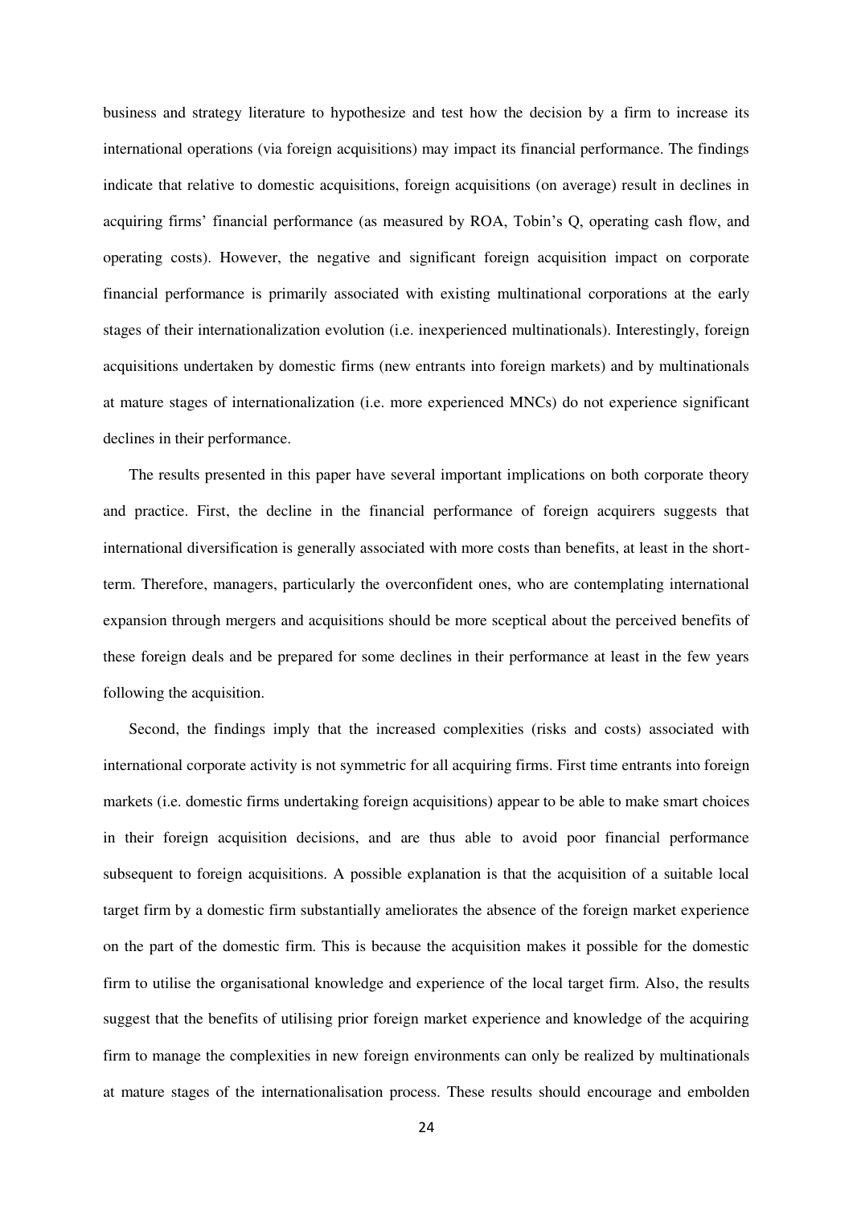business and strategy literature to hypothesize and test how the decision by a firm to increase its international operations (via foreign acquisitions) may impact its financial performance. The findings indicate that relative to domestic acquisitions, foreign acquisitions (on average) result in declines in acquiring firms' financial performance (as measured by ROA, Tobin's Q, operating cash flow, and operating costs). However, the negative and significant foreign acquisition impact on corporate financial performance is primarily associated with existing multinational corporations at the early stages of their internationalization evolution (i.e. inexperienced multinationals). Interestingly, foreign acquisitions undertaken by domestic firms (new entrants into foreign markets) and by multinationals at mature stages of internationalization (i.e. more experienced MNCs) do not experience significant declines in their performance.

The results presented in this paper have several important implications on both corporate theory and practice. First, the decline in the financial performance of foreign acquirers suggests that international diversification is generally associated with more costs than benefits, at least in the short-term. Therefore, managers, particularly the overconfident ones, who are contemplating international expansion through mergers and acquisitions should be more sceptical about the perceived benefits of these foreign deals and be prepared for some declines in their performance at least in the few years following the acquisition.

Second, the findings imply that the increased complexities (risks and costs) associated with international corporate activity is not symmetric for all acquiring firms. First time entrants into foreign markets (i.e. domestic firms undertaking foreign acquisitions) appear to be able to make smart choices in their foreign acquisition decisions, and are thus able to avoid poor financial performance subsequent to foreign acquisitions. A possible explanation is that the acquisition of a suitable local target firm by a domestic firm substantially ameliorates the absence of the foreign market experience on the part of the domestic firm. This is because the acquisition makes it possible for the domestic firm to utilise the organisational knowledge and experience of the local target firm. Also, the results suggest that the benefits of utilising prior foreign market experience and knowledge of the acquiring firm to manage the complexities in new foreign environments can only be realized by multinationals at mature stages of the internationalisation process. These results should encourage and embolden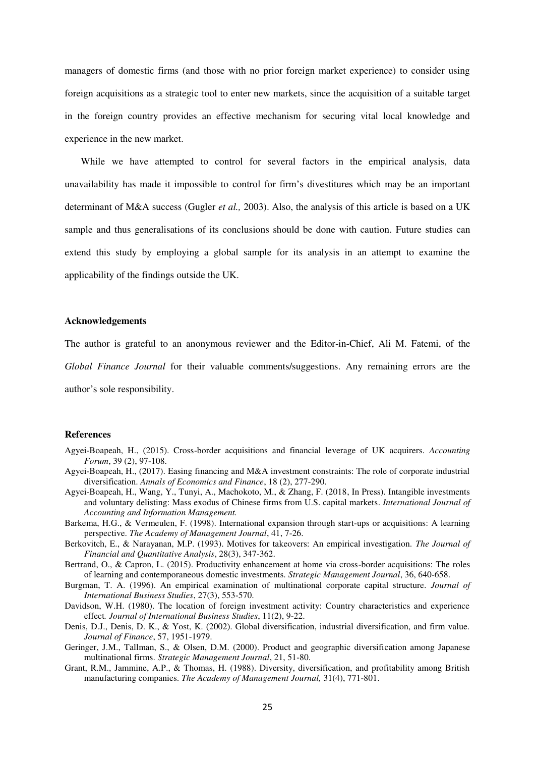managers of domestic firms (and those with no prior foreign market experience) to consider using foreign acquisitions as a strategic tool to enter new markets, since the acquisition of a suitable target in the foreign country provides an effective mechanism for securing vital local knowledge and experience in the new market.

While we have attempted to control for several factors in the empirical analysis, data unavailability has made it impossible to control for firm's divestitures which may be an important determinant of M&A success (Gugler *et al.,* 2003). Also, the analysis of this article is based on a UK sample and thus generalisations of its conclusions should be done with caution. Future studies can extend this study by employing a global sample for its analysis in an attempt to examine the applicability of the findings outside the UK.

**Acknowledgements**

The author is grateful to an anonymous reviewer and the Editor-in-Chief, Ali M. Fatemi, of the *Global Finance Journal* for their valuable comments/suggestions. Any remaining errors are the author's sole responsibility.

**References**

Agyei-Boapeah, H., (2015). Cross-border acquisitions and financial leverage of UK acquirers. *Accounting Forum*, 39 (2), 97-108.

Agyei-Boapeah, H., (2017). Easing financing and M&A investment constraints: The role of corporate industrial diversification. *Annals of Economics and Finance*, 18 (2), 277-290.

Agyei-Boapeah, H., Wang, Y., Tunyi, A., Machokoto, M., & Zhang, F. (2018, In Press). Intangible investments and voluntary delisting: Mass exodus of Chinese firms from U.S. capital markets. *International Journal of Accounting and Information Management.*

Barkema, H.G., & Vermeulen, F. (1998). International expansion through start-ups or acquisitions: A learning perspective. *The Academy of Management Journal*, 41, 7-26.

Berkovitch, E., & Narayanan, M.P. (1993). Motives for takeovers: An empirical investigation. *The Journal of Financial and Quantitative Analysis*, 28(3), 347-362.

Bertrand, O., & Capron, L. (2015). Productivity enhancement at home via cross-border acquisitions: The roles of learning and contemporaneous domestic investments. *Strategic Management Journal*, 36, 640-658.

Burgman, T. A. (1996). An empirical examination of multinational corporate capital structure. *Journal of International Business Studies*, 27(3), 553-570.

Davidson, W.H. (1980). The location of foreign investment activity: Country characteristics and experience effect*. Journal of International Business Studies*, 11(2), 9-22.

Denis, D.J., Denis, D. K., & Yost, K. (2002). Global diversification, industrial diversification, and firm value. *Journal of Finance*, 57, 1951-1979.

Geringer, J.M., Tallman, S., & Olsen, D.M. (2000). Product and geographic diversification among Japanese multinational firms. *Strategic Management Journal*, 21, 51-80.

Grant, R.M., Jammine, A.P., & Thomas, H. (1988). Diversity, diversification, and profitability among British manufacturing companies. *The Academy of Management Journal,* 31(4), 771-801.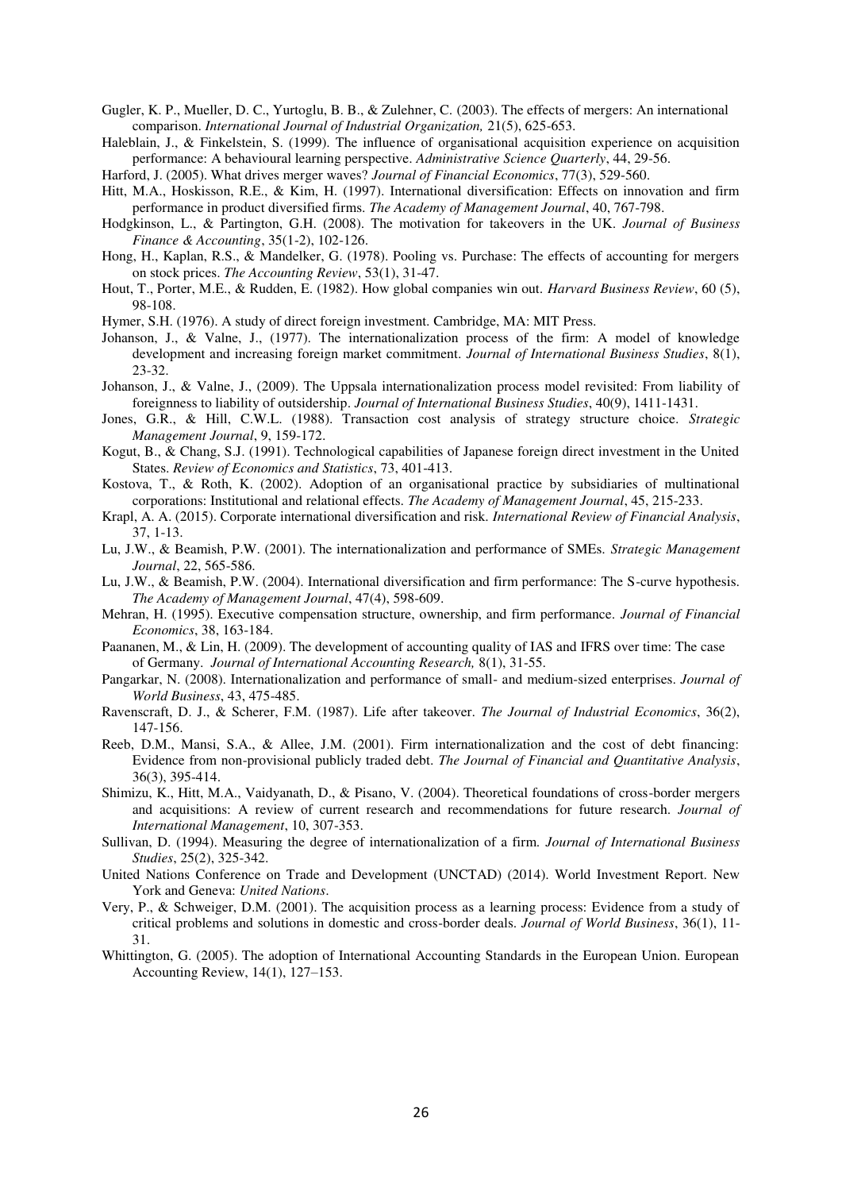Gugler, K. P., Mueller, D. C., Yurtoglu, B. B., & Zulehner, C. (2003). The effects of mergers: An international comparison. *International Journal of Industrial Organization,* 21(5), 625-653.

Haleblain, J., & Finkelstein, S. (1999). The influence of organisational acquisition experience on acquisition performance: A behavioural learning perspective. *Administrative Science Quarterly*, 44, 29-56.

Harford, J. (2005). What drives merger waves? *Journal of Financial Economics*, 77(3), 529-560.

Hitt, M.A., Hoskisson, R.E., & Kim, H. (1997). International diversification: Effects on innovation and firm performance in product diversified firms. *The Academy of Management Journal*, 40, 767-798.

Hodgkinson, L., & Partington, G.H. (2008). The motivation for takeovers in the UK. *Journal of Business Finance & Accounting*, 35(1-2), 102-126.

Hong, H., Kaplan, R.S., & Mandelker, G. (1978). Pooling vs. Purchase: The effects of accounting for mergers on stock prices. *The Accounting Review*, 53(1), 31-47.

Hout, T., Porter, M.E., & Rudden, E. (1982). How global companies win out. *Harvard Business Review*, 60 (5), 98-108.

Hymer, S.H. (1976). A study of direct foreign investment. Cambridge, MA: MIT Press.

Johanson, J., & Valne, J., (1977). The internationalization process of the firm: A model of knowledge development and increasing foreign market commitment. *Journal of International Business Studies*, 8(1), 23-32.

Johanson, J., & Valne, J., (2009). The Uppsala internationalization process model revisited: From liability of foreignness to liability of outsidership. *Journal of International Business Studies*, 40(9), 1411-1431.

Jones, G.R., & Hill, C.W.L. (1988). Transaction cost analysis of strategy structure choice. *Strategic Management Journal*, 9, 159-172.

Kogut, B., & Chang, S.J. (1991). Technological capabilities of Japanese foreign direct investment in the United States. *Review of Economics and Statistics*, 73, 401-413.

Kostova, T., & Roth, K. (2002). Adoption of an organisational practice by subsidiaries of multinational corporations: Institutional and relational effects. *The Academy of Management Journal*, 45, 215-233.

Krapl, A. A. (2015). Corporate international diversification and risk. *International Review of Financial Analysis*, 37, 1-13.

Lu, J.W., & Beamish, P.W. (2001). The internationalization and performance of SMEs. *Strategic Management Journal*, 22, 565-586.

Lu, J.W., & Beamish, P.W. (2004). International diversification and firm performance: The S-curve hypothesis. *The Academy of Management Journal*, 47(4), 598-609.

Mehran, H. (1995). Executive compensation structure, ownership, and firm performance. *Journal of Financial Economics*, 38, 163-184.

Paananen, M., & Lin, H. (2009). The development of accounting quality of IAS and IFRS over time: The case of Germany. *Journal of International Accounting Research,* 8(1), 31-55.

Pangarkar, N. (2008). Internationalization and performance of small- and medium-sized enterprises. *Journal of World Business*, 43, 475-485.

Ravenscraft, D. J., & Scherer, F.M. (1987). Life after takeover. *The Journal of Industrial Economics*, 36(2), 147-156.

Reeb, D.M., Mansi, S.A., & Allee, J.M. (2001). Firm internationalization and the cost of debt financing: Evidence from non-provisional publicly traded debt. *The Journal of Financial and Quantitative Analysis*, 36(3), 395-414.

Shimizu, K., Hitt, M.A., Vaidyanath, D., & Pisano, V. (2004). Theoretical foundations of cross-border mergers and acquisitions: A review of current research and recommendations for future research. *Journal of International Management*, 10, 307-353.

Sullivan, D. (1994). Measuring the degree of internationalization of a firm. *Journal of International Business Studies*, 25(2), 325-342.

United Nations Conference on Trade and Development (UNCTAD) (2014). World Investment Report. New York and Geneva: *United Nations*.

Very, P., & Schweiger, D.M. (2001). The acquisition process as a learning process: Evidence from a study of critical problems and solutions in domestic and cross-border deals. *Journal of World Business*, 36(1), 11-31.

Whittington, G. (2005). The adoption of International Accounting Standards in the European Union. European Accounting Review, 14(1), 127–153.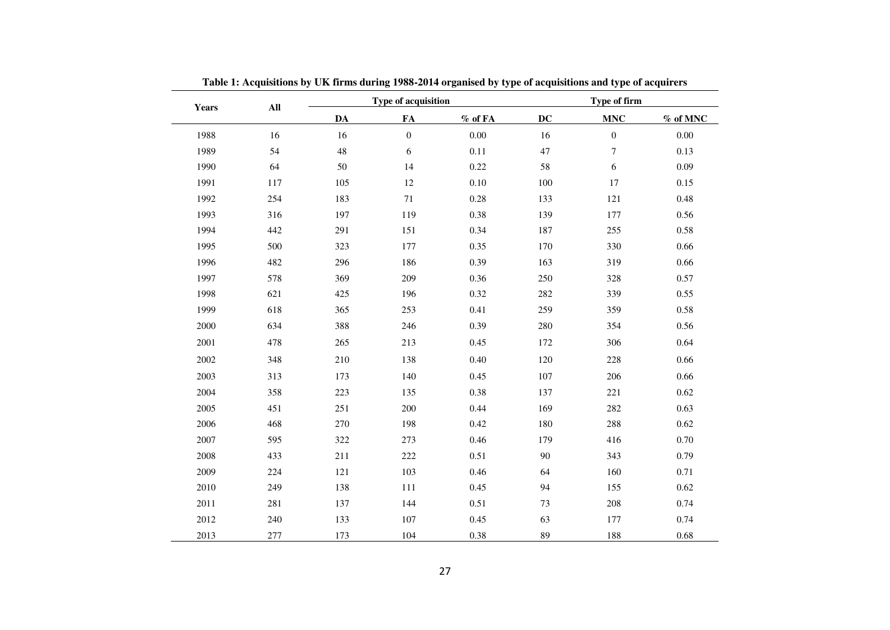**Table 1: Acquisitions by UK firms during 1988-2014 organised by type of acquisitions and type of acquirers**

| Years | All | Type of acquisition | | | Type of firm | | |
|---|---|---|---|---|---|---|---|
| | | DA | FA | % of FA | DC | MNC | % of MNC |
| 1988 | 16 | 16 | 0 | 0.00 | 16 | 0 | 0.00 |
| 1989 | 54 | 48 | 6 | 0.11 | 47 | 7 | 0.13 |
| 1990 | 64 | 50 | 14 | 0.22 | 58 | 6 | 0.09 |
| 1991 | 117 | 105 | 12 | 0.10 | 100 | 17 | 0.15 |
| 1992 | 254 | 183 | 71 | 0.28 | 133 | 121 | 0.48 |
| 1993 | 316 | 197 | 119 | 0.38 | 139 | 177 | 0.56 |
| 1994 | 442 | 291 | 151 | 0.34 | 187 | 255 | 0.58 |
| 1995 | 500 | 323 | 177 | 0.35 | 170 | 330 | 0.66 |
| 1996 | 482 | 296 | 186 | 0.39 | 163 | 319 | 0.66 |
| 1997 | 578 | 369 | 209 | 0.36 | 250 | 328 | 0.57 |
| 1998 | 621 | 425 | 196 | 0.32 | 282 | 339 | 0.55 |
| 1999 | 618 | 365 | 253 | 0.41 | 259 | 359 | 0.58 |
| 2000 | 634 | 388 | 246 | 0.39 | 280 | 354 | 0.56 |
| 2001 | 478 | 265 | 213 | 0.45 | 172 | 306 | 0.64 |
| 2002 | 348 | 210 | 138 | 0.40 | 120 | 228 | 0.66 |
| 2003 | 313 | 173 | 140 | 0.45 | 107 | 206 | 0.66 |
| 2004 | 358 | 223 | 135 | 0.38 | 137 | 221 | 0.62 |
| 2005 | 451 | 251 | 200 | 0.44 | 169 | 282 | 0.63 |
| 2006 | 468 | 270 | 198 | 0.42 | 180 | 288 | 0.62 |
| 2007 | 595 | 322 | 273 | 0.46 | 179 | 416 | 0.70 |
| 2008 | 433 | 211 | 222 | 0.51 | 90 | 343 | 0.79 |
| 2009 | 224 | 121 | 103 | 0.46 | 64 | 160 | 0.71 |
| 2010 | 249 | 138 | 111 | 0.45 | 94 | 155 | 0.62 |
| 2011 | 281 | 137 | 144 | 0.51 | 73 | 208 | 0.74 |
| 2012 | 240 | 133 | 107 | 0.45 | 63 | 177 | 0.74 |
| 2013 | 277 | 173 | 104 | 0.38 | 89 | 188 | 0.68 |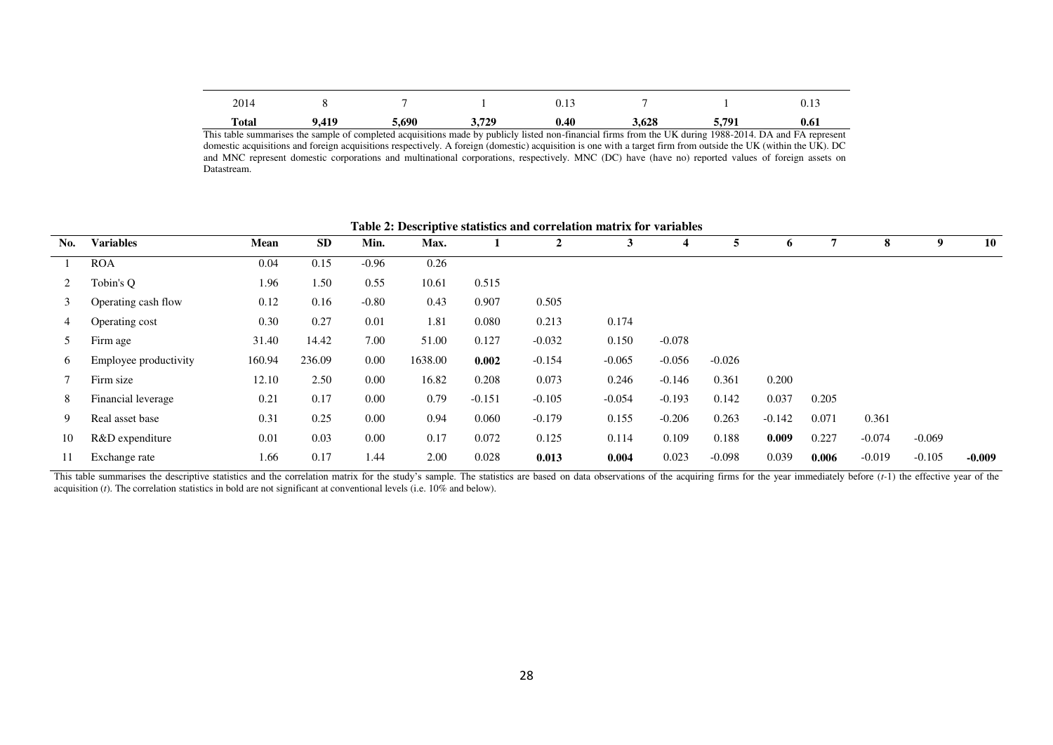| 2014 | 8 | 7 | 1 | 0.13 | 7 | 1 | 0.13 |
|---|---|---|---|---|---|---|---|
| **Total** | **9,419** | **5,690** | **3,729** | **0.40** | **3,628** | **5,791** | **0.61** |

This table summarises the sample of completed acquisitions made by publicly listed non-financial firms from the UK during 1988-2014. DA and FA represent domestic acquisitions and foreign acquisitions respectively. A foreign (domestic) acquisition is one with a target firm from outside the UK (within the UK). DC and MNC represent domestic corporations and multinational corporations, respectively. MNC (DC) have (have no) reported values of foreign assets on Datastream.

**Table 2: Descriptive statistics and correlation matrix for variables**

| No. | Variables | Mean | SD | Min. | Max. | 1 | 2 | 3 | 4 | 5 | 6 | 7 | 8 | 9 | 10 |
|---|---|---|---|---|---|---|---|---|---|---|---|---|---|---|---|
| 1 | ROA | 0.04 | 0.15 | -0.96 | 0.26 | | | | | | | | | | |
| 2 | Tobin's Q | 1.96 | 1.50 | 0.55 | 10.61 | 0.515 | | | | | | | | | |
| 3 | Operating cash flow | 0.12 | 0.16 | -0.80 | 0.43 | 0.907 | 0.505 | | | | | | | | |
| 4 | Operating cost | 0.30 | 0.27 | 0.01 | 1.81 | 0.080 | 0.213 | 0.174 | | | | | | | |
| 5 | Firm age | 31.40 | 14.42 | 7.00 | 51.00 | 0.127 | -0.032 | 0.150 | -0.078 | | | | | | |
| 6 | Employee productivity | 160.94 | 236.09 | 0.00 | 1638.00 | **0.002** | -0.154 | -0.065 | -0.056 | -0.026 | | | | | |
| 7 | Firm size | 12.10 | 2.50 | 0.00 | 16.82 | 0.208 | 0.073 | 0.246 | -0.146 | 0.361 | 0.200 | | | | |
| 8 | Financial leverage | 0.21 | 0.17 | 0.00 | 0.79 | -0.151 | -0.105 | -0.054 | -0.193 | 0.142 | 0.037 | 0.205 | | | |
| 9 | Real asset base | 0.31 | 0.25 | 0.00 | 0.94 | 0.060 | -0.179 | 0.155 | -0.206 | 0.263 | -0.142 | 0.071 | 0.361 | | |
| 10 | R&D expenditure | 0.01 | 0.03 | 0.00 | 0.17 | 0.072 | 0.125 | 0.114 | 0.109 | 0.188 | **0.009** | 0.227 | -0.074 | -0.069 | |
| 11 | Exchange rate | 1.66 | 0.17 | 1.44 | 2.00 | 0.028 | **0.013** | **0.004** | 0.023 | -0.098 | 0.039 | **0.006** | -0.019 | -0.105 | **-0.009** |

This table summarises the descriptive statistics and the correlation matrix for the study's sample. The statistics are based on data observations of the acquiring firms for the year immediately before ($t$-1) the effective year of the acquisition ($t$). The correlation statistics in bold are not significant at conventional levels (i.e. 10% and below).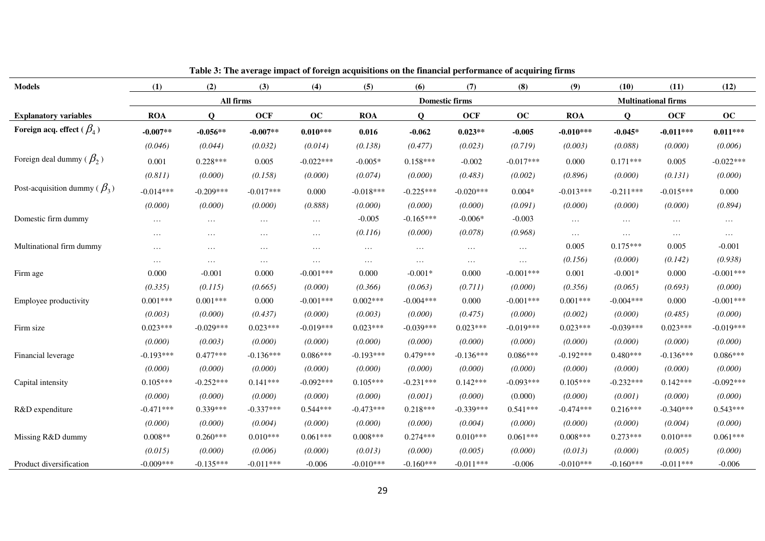**Table 3: The average impact of foreign acquisitions on the financial performance of acquiring firms**

| Models | (1) | (2) | (3) | (4) | (5) | (6) | (7) | (8) | (9) | (10) | (11) | (12) |
|---|---|---|---|---|---|---|---|---|---|---|---|---|
| | All firms | | | | Domestic firms | | | | Multinational firms | | | |
| **Explanatory variables** | **ROA** | **Q** | **OCF** | **OC** | **ROA** | **Q** | **OCF** | **OC** | **ROA** | **Q** | **OCF** | **OC** |
| **Foreign acq. effect ( $\beta_4$ )** | **-0.007\*\*** | **-0.056\*\*** | **-0.007\*\*** | **0.010\*\*\*** | **0.016** | **-0.062** | **0.023\*\*** | **-0.005** | **-0.010\*\*\*** | **-0.045\*** | **-0.011\*\*\*** | **0.011\*\*\*** |
| | *(0.046)* | *(0.044)* | *(0.032)* | *(0.014)* | *(0.138)* | *(0.477)* | *(0.023)* | *(0.719)* | *(0.003)* | *(0.088)* | *(0.000)* | *(0.006)* |
| Foreign deal dummy ( $\beta_2$ ) | 0.001 | 0.228\*\*\* | 0.005 | -0.022\*\*\* | -0.005\* | 0.158\*\*\* | -0.002 | -0.017\*\*\* | 0.000 | 0.171\*\*\* | 0.005 | -0.022\*\*\* |
| | *(0.811)* | *(0.000)* | *(0.158)* | *(0.000)* | *(0.074)* | *(0.000)* | *(0.483)* | *(0.002)* | *(0.896)* | *(0.000)* | *(0.131)* | *(0.000)* |
| Post-acquisition dummy ( $\beta_3$ ) | -0.014\*\*\* | -0.209\*\*\* | -0.017\*\*\* | 0.000 | -0.018\*\*\* | -0.225\*\*\* | -0.020\*\*\* | 0.004\* | -0.013\*\*\* | -0.211\*\*\* | -0.015\*\*\* | 0.000 |
| | *(0.000)* | *(0.000)* | *(0.000)* | *(0.888)* | *(0.000)* | *(0.000)* | *(0.000)* | *(0.091)* | *(0.000)* | *(0.000)* | *(0.000)* | *(0.894)* |
| Domestic firm dummy | … | … | … | … | -0.005 | -0.165\*\*\* | -0.006\* | -0.003 | … | … | … | … |
| | … | … | … | … | *(0.116)* | *(0.000)* | *(0.078)* | *(0.968)* | … | … | … | … |
| Multinational firm dummy | … | … | … | … | … | … | … | … | 0.005 | 0.175\*\*\* | 0.005 | -0.001 |
| | … | … | … | … | … | … | … | … | *(0.156)* | *(0.000)* | *(0.142)* | *(0.938)* |
| Firm age | 0.000 | -0.001 | 0.000 | -0.001\*\*\* | 0.000 | -0.001\* | 0.000 | -0.001\*\*\* | 0.001 | -0.001\* | 0.000 | -0.001\*\*\* |
| | *(0.335)* | *(0.115)* | *(0.665)* | *(0.000)* | *(0.366)* | *(0.063)* | *(0.711)* | *(0.000)* | *(0.356)* | *(0.065)* | *(0.693)* | *(0.000)* |
| Employee productivity | 0.001\*\*\* | 0.001\*\*\* | 0.000 | -0.001\*\*\* | 0.002\*\*\* | -0.004\*\*\* | 0.000 | -0.001\*\*\* | 0.001\*\*\* | -0.004\*\*\* | 0.000 | -0.001\*\*\* |
| | *(0.003)* | *(0.000)* | *(0.437)* | *(0.000)* | *(0.003)* | *(0.000)* | *(0.475)* | *(0.000)* | *(0.002)* | *(0.000)* | *(0.485)* | *(0.000)* |
| Firm size | 0.023\*\*\* | -0.029\*\*\* | 0.023\*\*\* | -0.019\*\*\* | 0.023\*\*\* | -0.039\*\*\* | 0.023\*\*\* | -0.019\*\*\* | 0.023\*\*\* | -0.039\*\*\* | 0.023\*\*\* | -0.019\*\*\* |
| | *(0.000)* | *(0.003)* | *(0.000)* | *(0.000)* | *(0.000)* | *(0.000)* | *(0.000)* | *(0.000)* | *(0.000)* | *(0.000)* | *(0.000)* | *(0.000)* |
| Financial leverage | -0.193\*\*\* | 0.477\*\*\* | -0.136\*\*\* | 0.086\*\*\* | -0.193\*\*\* | 0.479\*\*\* | -0.136\*\*\* | 0.086\*\*\* | -0.192\*\*\* | 0.480\*\*\* | -0.136\*\*\* | 0.086\*\*\* |
| | *(0.000)* | *(0.000)* | *(0.000)* | *(0.000)* | *(0.000)* | *(0.000)* | *(0.000)* | *(0.000)* | *(0.000)* | *(0.000)* | *(0.000)* | *(0.000)* |
| Capital intensity | 0.105\*\*\* | -0.252\*\*\* | 0.141\*\*\* | -0.092\*\*\* | 0.105\*\*\* | -0.231\*\*\* | 0.142\*\*\* | -0.093\*\*\* | 0.105\*\*\* | -0.232\*\*\* | 0.142\*\*\* | -0.092\*\*\* |
| | *(0.000)* | *(0.000)* | *(0.000)* | *(0.000)* | *(0.000)* | *(0.001)* | *(0.000)* | (0.000) | *(0.000)* | *(0.001)* | *(0.000)* | *(0.000)* |
| R&D expenditure | -0.471\*\*\* | 0.339\*\*\* | -0.337\*\*\* | 0.544\*\*\* | -0.473\*\*\* | 0.218\*\*\* | -0.339\*\*\* | 0.541\*\*\* | -0.474\*\*\* | 0.216\*\*\* | -0.340\*\*\* | 0.543\*\*\* |
| | *(0.000)* | *(0.000)* | *(0.004)* | *(0.000)* | *(0.000)* | *(0.000)* | *(0.004)* | *(0.000)* | *(0.000)* | *(0.000)* | *(0.004)* | *(0.000)* |
| Missing R&D dummy | 0.008\*\* | 0.260\*\*\* | 0.010\*\*\* | 0.061\*\*\* | 0.008\*\*\* | 0.274\*\*\* | 0.010\*\*\* | 0.061\*\*\* | 0.008\*\*\* | 0.273\*\*\* | 0.010\*\*\* | 0.061\*\*\* |
| | *(0.015)* | *(0.000)* | *(0.006)* | *(0.000)* | *(0.013)* | *(0.000)* | *(0.005)* | *(0.000)* | *(0.013)* | *(0.000)* | *(0.005)* | *(0.000)* |
| Product diversification | -0.009\*\*\* | -0.135\*\*\* | -0.011\*\*\* | -0.006 | -0.010\*\*\* | -0.160\*\*\* | -0.011\*\*\* | -0.006 | -0.010\*\*\* | -0.160\*\*\* | -0.011\*\*\* | -0.006 |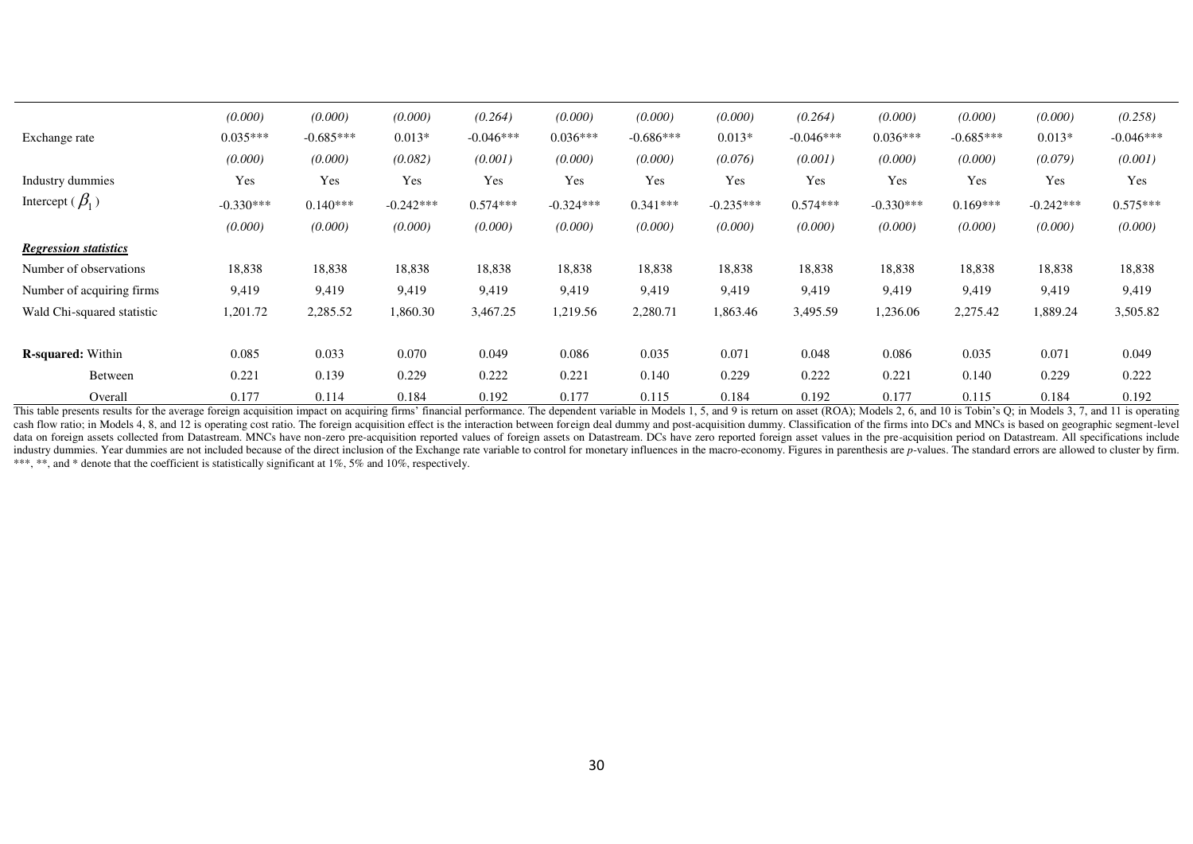| | | | | | | | | | | | | |
|---|---|---|---|---|---|---|---|---|---|---|---|---|
| | *(0.000)* | *(0.000)* | *(0.000)* | *(0.264)* | *(0.000)* | *(0.000)* | *(0.000)* | *(0.264)* | *(0.000)* | *(0.000)* | *(0.000)* | *(0.258)* |
| Exchange rate | 0.035*** | -0.685*** | 0.013* | -0.046*** | 0.036*** | -0.686*** | 0.013* | -0.046*** | 0.036*** | -0.685*** | 0.013* | -0.046*** |
| | *(0.000)* | *(0.000)* | *(0.082)* | *(0.001)* | *(0.000)* | *(0.000)* | *(0.076)* | *(0.001)* | *(0.000)* | *(0.000)* | *(0.079)* | *(0.001)* |
| Industry dummies | Yes | Yes | Yes | Yes | Yes | Yes | Yes | Yes | Yes | Yes | Yes | Yes |
| Intercept ( $\beta_1$ ) | -0.330*** | 0.140*** | -0.242*** | 0.574*** | -0.324*** | 0.341*** | -0.235*** | 0.574*** | -0.330*** | 0.169*** | -0.242*** | 0.575*** |
| | *(0.000)* | *(0.000)* | *(0.000)* | *(0.000)* | *(0.000)* | *(0.000)* | *(0.000)* | *(0.000)* | *(0.000)* | *(0.000)* | *(0.000)* | *(0.000)* |
| ***Regression statistics*** | | | | | | | | | | | | |
| Number of observations | 18,838 | 18,838 | 18,838 | 18,838 | 18,838 | 18,838 | 18,838 | 18,838 | 18,838 | 18,838 | 18,838 | 18,838 |
| Number of acquiring firms | 9,419 | 9,419 | 9,419 | 9,419 | 9,419 | 9,419 | 9,419 | 9,419 | 9,419 | 9,419 | 9,419 | 9,419 |
| Wald Chi-squared statistic | 1,201.72 | 2,285.52 | 1,860.30 | 3,467.25 | 1,219.56 | 2,280.71 | 1,863.46 | 3,495.59 | 1,236.06 | 2,275.42 | 1,889.24 | 3,505.82 |
| **R-squared:** Within | 0.085 | 0.033 | 0.070 | 0.049 | 0.086 | 0.035 | 0.071 | 0.048 | 0.086 | 0.035 | 0.071 | 0.049 |
| Between | 0.221 | 0.139 | 0.229 | 0.222 | 0.221 | 0.140 | 0.229 | 0.222 | 0.221 | 0.140 | 0.229 | 0.222 |
| Overall | 0.177 | 0.114 | 0.184 | 0.192 | 0.177 | 0.115 | 0.184 | 0.192 | 0.177 | 0.115 | 0.184 | 0.192 |

This table presents results for the average foreign acquisition impact on acquiring firms' financial performance. The dependent variable in Models 1, 5, and 9 is return on asset (ROA); Models 2, 6, and 10 is Tobin's Q; in Models 3, 7, and 11 is operating cash flow ratio; in Models 4, 8, and 12 is operating cost ratio. The foreign acquisition effect is the interaction between foreign deal dummy and post-acquisition dummy. Classification of the firms into DCs and MNCs is based on geographic segment-level data on foreign assets collected from Datastream. MNCs have non-zero pre-acquisition reported values of foreign assets on Datastream. DCs have zero reported foreign asset values in the pre-acquisition period on Datastream. All specifications include industry dummies. Year dummies are not included because of the direct inclusion of the Exchange rate variable to control for monetary influences in the macro-economy. Figures in parenthesis are *p*-values. The standard errors are allowed to cluster by firm. ***, **, and * denote that the coefficient is statistically significant at 1%, 5% and 10%, respectively.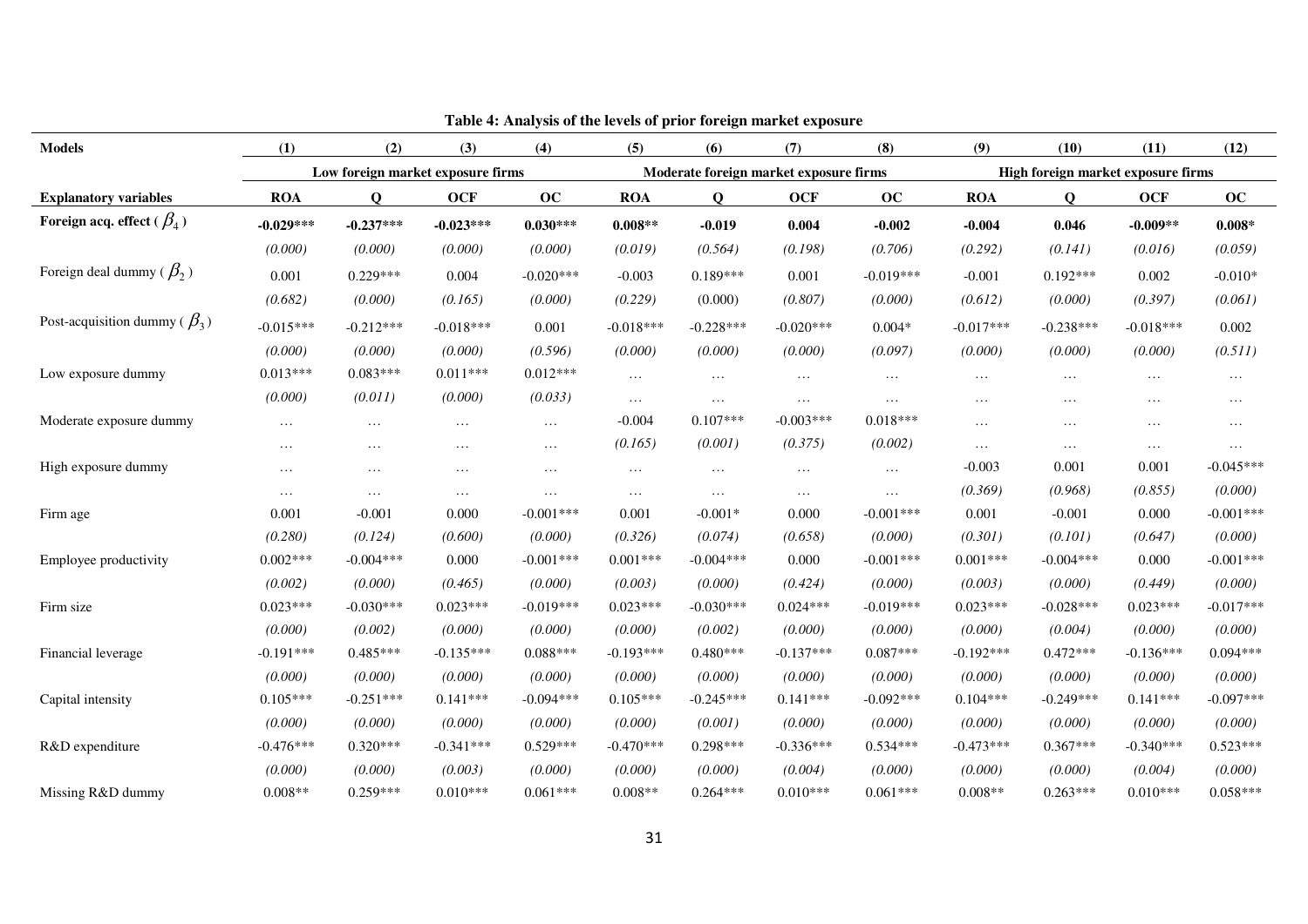**Table 4: Analysis of the levels of prior foreign market exposure**

| Models | (1) | (2) | (3) | (4) | (5) | (6) | (7) | (8) | (9) | (10) | (11) | (12) |
|---|---|---|---|---|---|---|---|---|---|---|---|---|
| | Low foreign market exposure firms | | | | Moderate foreign market exposure firms | | | | High foreign market exposure firms | | | |
| **Explanatory variables** | **ROA** | **Q** | **OCF** | **OC** | **ROA** | **Q** | **OCF** | **OC** | **ROA** | **Q** | **OCF** | **OC** |
| **Foreign acq. effect ($\beta_4$)** | **-0.029*** ** | **-0.237*** ** | **-0.023*** ** | **0.030*** ** | **0.008** ** | **-0.019** | **0.004** | **-0.002** | **-0.004** | **0.046** | **-0.009** ** | **0.008** ** |
| | *(0.000)* | *(0.000)* | *(0.000)* | *(0.000)* | *(0.019)* | *(0.564)* | *(0.198)* | *(0.706)* | *(0.292)* | *(0.141)* | *(0.016)* | *(0.059)* |
| Foreign deal dummy ($\beta_2$) | 0.001 | 0.229*** | 0.004 | -0.020*** | -0.003 | 0.189*** | 0.001 | -0.019*** | -0.001 | 0.192*** | 0.002 | -0.010* |
| | *(0.682)* | *(0.000)* | *(0.165)* | *(0.000)* | *(0.229)* | (0.000) | *(0.807)* | *(0.000)* | *(0.612)* | *(0.000)* | *(0.397)* | *(0.061)* |
| Post-acquisition dummy ($\beta_3$) | -0.015*** | -0.212*** | -0.018*** | 0.001 | -0.018*** | -0.228*** | -0.020*** | 0.004* | -0.017*** | -0.238*** | -0.018*** | 0.002 |
| | *(0.000)* | *(0.000)* | *(0.000)* | *(0.596)* | *(0.000)* | *(0.000)* | *(0.000)* | *(0.097)* | *(0.000)* | *(0.000)* | *(0.000)* | *(0.511)* |
| Low exposure dummy | 0.013*** | 0.083*** | 0.011*** | 0.012*** | … | … | … | … | … | … | … | … |
| | *(0.000)* | *(0.011)* | *(0.000)* | *(0.033)* | … | … | … | … | … | … | … | … |
| Moderate exposure dummy | … | … | … | … | -0.004 | 0.107*** | -0.003*** | 0.018*** | … | … | … | … |
| | … | … | … | … | *(0.165)* | *(0.001)* | *(0.375)* | *(0.002)* | … | … | … | … |
| High exposure dummy | … | … | … | … | … | … | … | … | -0.003 | 0.001 | 0.001 | -0.045*** |
| | … | … | … | … | … | … | … | … | *(0.369)* | *(0.968)* | *(0.855)* | *(0.000)* |
| Firm age | 0.001 | -0.001 | 0.000 | -0.001*** | 0.001 | -0.001* | 0.000 | -0.001*** | 0.001 | -0.001 | 0.000 | -0.001*** |
| | *(0.280)* | *(0.124)* | *(0.600)* | *(0.000)* | *(0.326)* | *(0.074)* | *(0.658)* | *(0.000)* | *(0.301)* | *(0.101)* | *(0.647)* | *(0.000)* |
| Employee productivity | 0.002*** | -0.004*** | 0.000 | -0.001*** | 0.001*** | -0.004*** | 0.000 | -0.001*** | 0.001*** | -0.004*** | 0.000 | -0.001*** |
| | *(0.002)* | *(0.000)* | *(0.465)* | *(0.000)* | *(0.003)* | *(0.000)* | *(0.424)* | *(0.000)* | *(0.003)* | *(0.000)* | *(0.449)* | *(0.000)* |
| Firm size | 0.023*** | -0.030*** | 0.023*** | -0.019*** | 0.023*** | -0.030*** | 0.024*** | -0.019*** | 0.023*** | -0.028*** | 0.023*** | -0.017*** |
| | *(0.000)* | *(0.002)* | *(0.000)* | *(0.000)* | *(0.000)* | *(0.002)* | *(0.000)* | *(0.000)* | *(0.000)* | *(0.004)* | *(0.000)* | *(0.000)* |
| Financial leverage | -0.191*** | 0.485*** | -0.135*** | 0.088*** | -0.193*** | 0.480*** | -0.137*** | 0.087*** | -0.192*** | 0.472*** | -0.136*** | 0.094*** |
| | *(0.000)* | *(0.000)* | *(0.000)* | *(0.000)* | *(0.000)* | *(0.000)* | *(0.000)* | *(0.000)* | *(0.000)* | *(0.000)* | *(0.000)* | *(0.000)* |
| Capital intensity | 0.105*** | -0.251*** | 0.141*** | -0.094*** | 0.105*** | -0.245*** | 0.141*** | -0.092*** | 0.104*** | -0.249*** | 0.141*** | -0.097*** |
| | *(0.000)* | *(0.000)* | *(0.000)* | *(0.000)* | *(0.000)* | *(0.001)* | *(0.000)* | *(0.000)* | *(0.000)* | *(0.000)* | *(0.000)* | *(0.000)* |
| R&D expenditure | -0.476*** | 0.320*** | -0.341*** | 0.529*** | -0.470*** | 0.298*** | -0.336*** | 0.534*** | -0.473*** | 0.367*** | -0.340*** | 0.523*** |
| | *(0.000)* | *(0.000)* | *(0.003)* | *(0.000)* | *(0.000)* | *(0.000)* | *(0.004)* | *(0.000)* | *(0.000)* | *(0.000)* | *(0.004)* | *(0.000)* |
| Missing R&D dummy | 0.008** | 0.259*** | 0.010*** | 0.061*** | 0.008** | 0.264*** | 0.010*** | 0.061*** | 0.008** | 0.263*** | 0.010*** | 0.058*** |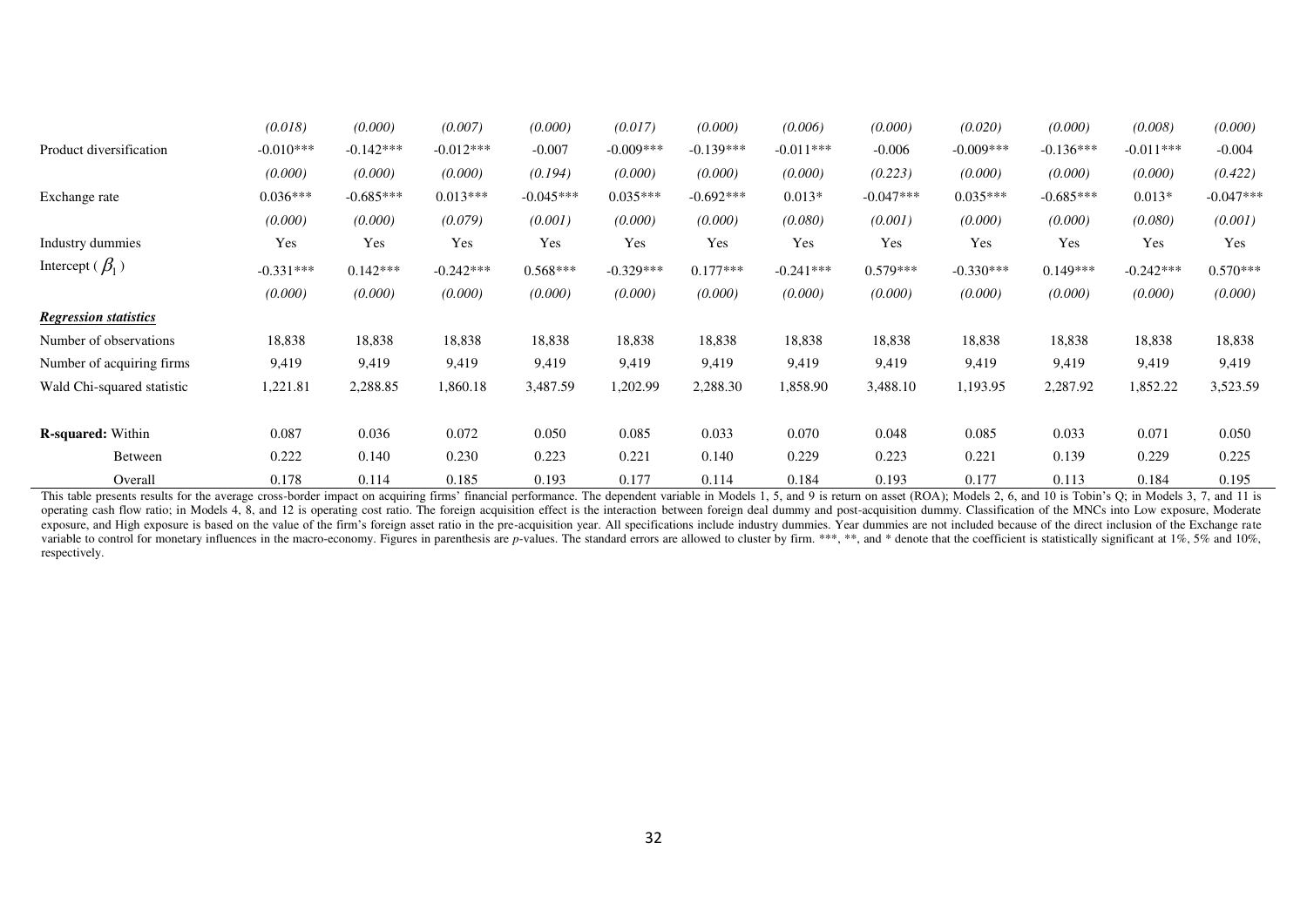| | | | | | | | | | | | | |
|---|---|---|---|---|---|---|---|---|---|---|---|---|
| | *(0.018)* | *(0.000)* | *(0.007)* | *(0.000)* | *(0.017)* | *(0.000)* | *(0.006)* | *(0.000)* | *(0.020)* | *(0.000)* | *(0.008)* | *(0.000)* |
| Product diversification | -0.010*** | -0.142*** | -0.012*** | -0.007 | -0.009*** | -0.139*** | -0.011*** | -0.006 | -0.009*** | -0.136*** | -0.011*** | -0.004 |
| | *(0.000)* | *(0.000)* | *(0.000)* | *(0.194)* | *(0.000)* | *(0.000)* | *(0.000)* | *(0.223)* | *(0.000)* | *(0.000)* | *(0.000)* | *(0.422)* |
| Exchange rate | 0.036*** | -0.685*** | 0.013*** | -0.045*** | 0.035*** | -0.692*** | 0.013* | -0.047*** | 0.035*** | -0.685*** | 0.013* | -0.047*** |
| | *(0.000)* | *(0.000)* | *(0.079)* | *(0.001)* | *(0.000)* | *(0.000)* | *(0.080)* | *(0.001)* | *(0.000)* | *(0.000)* | *(0.080)* | *(0.001)* |
| Industry dummies | Yes | Yes | Yes | Yes | Yes | Yes | Yes | Yes | Yes | Yes | Yes | Yes |
| Intercept ( $\beta_1$ ) | -0.331*** | 0.142*** | -0.242*** | 0.568*** | -0.329*** | 0.177*** | -0.241*** | 0.579*** | -0.330*** | 0.149*** | -0.242*** | 0.570*** |
| | *(0.000)* | *(0.000)* | *(0.000)* | *(0.000)* | *(0.000)* | *(0.000)* | *(0.000)* | *(0.000)* | *(0.000)* | *(0.000)* | *(0.000)* | *(0.000)* |
| ***Regression statistics*** | | | | | | | | | | | | |
| Number of observations | 18,838 | 18,838 | 18,838 | 18,838 | 18,838 | 18,838 | 18,838 | 18,838 | 18,838 | 18,838 | 18,838 | 18,838 |
| Number of acquiring firms | 9,419 | 9,419 | 9,419 | 9,419 | 9,419 | 9,419 | 9,419 | 9,419 | 9,419 | 9,419 | 9,419 | 9,419 |
| Wald Chi-squared statistic | 1,221.81 | 2,288.85 | 1,860.18 | 3,487.59 | 1,202.99 | 2,288.30 | 1,858.90 | 3,488.10 | 1,193.95 | 2,287.92 | 1,852.22 | 3,523.59 |
| **R-squared:** Within | 0.087 | 0.036 | 0.072 | 0.050 | 0.085 | 0.033 | 0.070 | 0.048 | 0.085 | 0.033 | 0.071 | 0.050 |
| Between | 0.222 | 0.140 | 0.230 | 0.223 | 0.221 | 0.140 | 0.229 | 0.223 | 0.221 | 0.139 | 0.229 | 0.225 |
| Overall | 0.178 | 0.114 | 0.185 | 0.193 | 0.177 | 0.114 | 0.184 | 0.193 | 0.177 | 0.113 | 0.184 | 0.195 |

This table presents results for the average cross-border impact on acquiring firms' financial performance. The dependent variable in Models 1, 5, and 9 is return on asset (ROA); Models 2, 6, and 10 is Tobin's Q; in Models 3, 7, and 11 is operating cash flow ratio; in Models 4, 8, and 12 is operating cost ratio. The foreign acquisition effect is the interaction between foreign deal dummy and post-acquisition dummy. Classification of the MNCs into Low exposure, Moderate exposure, and High exposure is based on the value of the firm's foreign asset ratio in the pre-acquisition year. All specifications include industry dummies. Year dummies are not included because of the direct inclusion of the Exchange rate variable to control for monetary influences in the macro-economy. Figures in parenthesis are *p*-values. The standard errors are allowed to cluster by firm. ***, **, and * denote that the coefficient is statistically significant at 1%, 5% and 10%, respectively.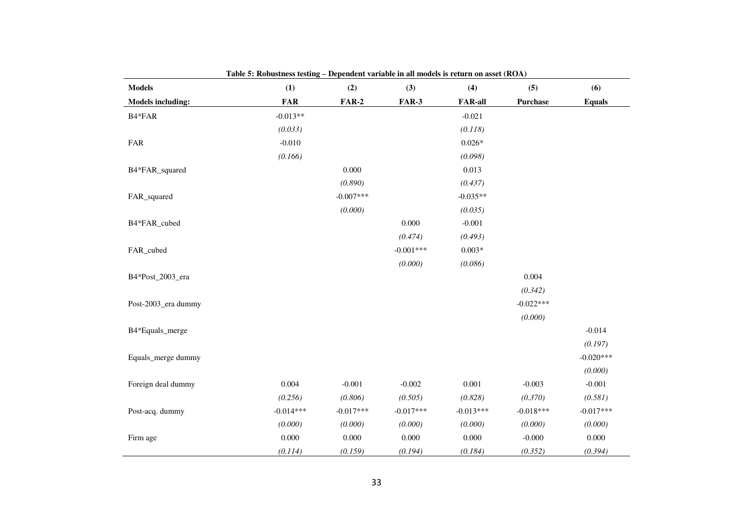**Table 5: Robustness testing – Dependent variable in all models is return on asset (ROA)**

| Models | (1) | (2) | (3) | (4) | (5) | (6) |
|---|---|---|---|---|---|---|
| **Models including:** | **FAR** | **FAR-2** | **FAR-3** | **FAR-all** | **Purchase** | **Equals** |
| B4*FAR | -0.013** | | | -0.021 | | |
| | *(0.033)* | | | *(0.118)* | | |
| FAR | -0.010 | | | 0.026* | | |
| | *(0.166)* | | | *(0.098)* | | |
| B4*FAR_squared | | 0.000 | | 0.013 | | |
| | | *(0.890)* | | *(0.437)* | | |
| FAR_squared | | -0.007*** | | -0.035** | | |
| | | *(0.000)* | | *(0.035)* | | |
| B4*FAR_cubed | | | 0.000 | -0.001 | | |
| | | | *(0.474)* | *(0.493)* | | |
| FAR_cubed | | | -0.001*** | 0.003* | | |
| | | | *(0.000)* | *(0.086)* | | |
| B4*Post_2003_era | | | | | 0.004 | |
| | | | | | *(0.342)* | |
| Post-2003_era dummy | | | | | -0.022*** | |
| | | | | | *(0.000)* | |
| B4*Equals_merge | | | | | | -0.014 |
| | | | | | | *(0.197)* |
| Equals_merge dummy | | | | | | -0.020*** |
| | | | | | | *(0.000)* |
| Foreign deal dummy | 0.004 | -0.001 | -0.002 | 0.001 | -0.003 | -0.001 |
| | *(0.256)* | *(0.806)* | *(0.505)* | *(0.828)* | *(0.370)* | *(0.581)* |
| Post-acq. dummy | -0.014*** | -0.017*** | -0.017*** | -0.013*** | -0.018*** | -0.017*** |
| | *(0.000)* | *(0.000)* | *(0.000)* | *(0.000)* | *(0.000)* | *(0.000)* |
| Firm age | 0.000 | 0.000 | 0.000 | 0.000 | -0.000 | 0.000 |
| | *(0.114)* | *(0.159)* | *(0.194)* | *(0.184)* | *(0.352)* | *(0.394)* |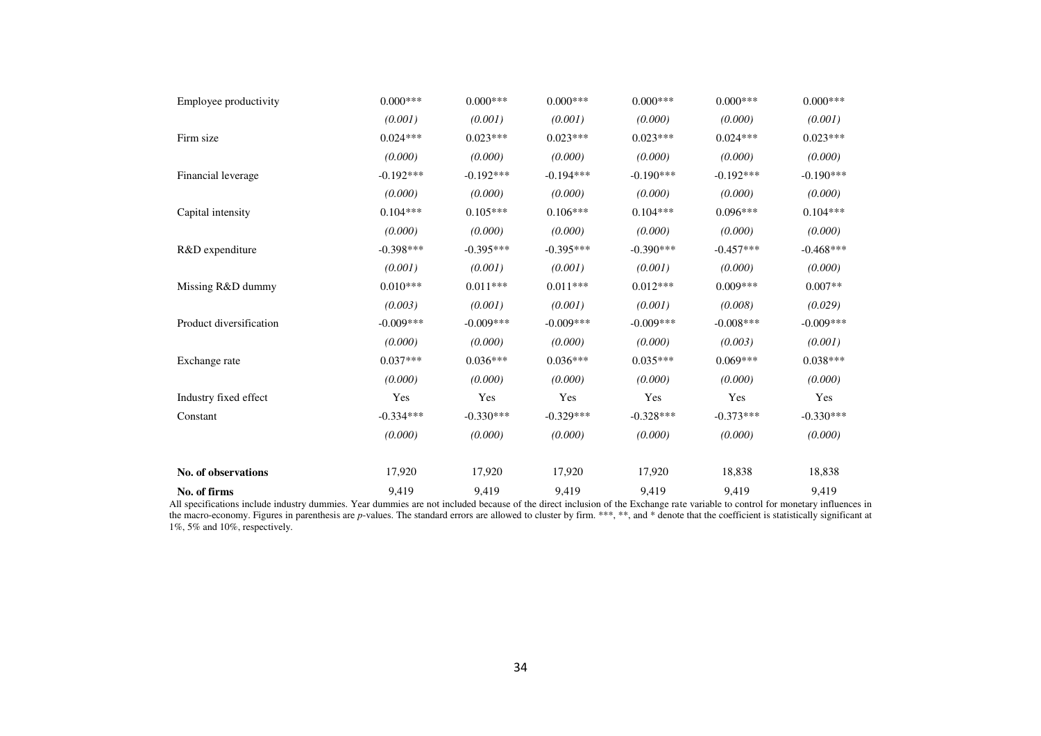| | | | | | | |
|---|---|---|---|---|---|---|
| Employee productivity | 0.000*** | 0.000*** | 0.000*** | 0.000*** | 0.000*** | 0.000*** |
| | *(0.001)* | *(0.001)* | *(0.001)* | *(0.000)* | *(0.000)* | *(0.001)* |
| Firm size | 0.024*** | 0.023*** | 0.023*** | 0.023*** | 0.024*** | 0.023*** |
| | *(0.000)* | *(0.000)* | *(0.000)* | *(0.000)* | *(0.000)* | *(0.000)* |
| Financial leverage | -0.192*** | -0.192*** | -0.194*** | -0.190*** | -0.192*** | -0.190*** |
| | *(0.000)* | *(0.000)* | *(0.000)* | *(0.000)* | *(0.000)* | *(0.000)* |
| Capital intensity | 0.104*** | 0.105*** | 0.106*** | 0.104*** | 0.096*** | 0.104*** |
| | *(0.000)* | *(0.000)* | *(0.000)* | *(0.000)* | *(0.000)* | *(0.000)* |
| R&D expenditure | -0.398*** | -0.395*** | -0.395*** | -0.390*** | -0.457*** | -0.468*** |
| | *(0.001)* | *(0.001)* | *(0.001)* | *(0.001)* | *(0.000)* | *(0.000)* |
| Missing R&D dummy | 0.010*** | 0.011*** | 0.011*** | 0.012*** | 0.009*** | 0.007** |
| | *(0.003)* | *(0.001)* | *(0.001)* | *(0.001)* | *(0.008)* | *(0.029)* |
| Product diversification | -0.009*** | -0.009*** | -0.009*** | -0.009*** | -0.008*** | -0.009*** |
| | *(0.000)* | *(0.000)* | *(0.000)* | *(0.000)* | *(0.003)* | *(0.001)* |
| Exchange rate | 0.037*** | 0.036*** | 0.036*** | 0.035*** | 0.069*** | 0.038*** |
| | *(0.000)* | *(0.000)* | *(0.000)* | *(0.000)* | *(0.000)* | *(0.000)* |
| Industry fixed effect | Yes | Yes | Yes | Yes | Yes | Yes |
| Constant | -0.334*** | -0.330*** | -0.329*** | -0.328*** | -0.373*** | -0.330*** |
| | *(0.000)* | *(0.000)* | *(0.000)* | *(0.000)* | *(0.000)* | *(0.000)* |
| **No. of observations** | 17,920 | 17,920 | 17,920 | 17,920 | 18,838 | 18,838 |
| **No. of firms** | 9,419 | 9,419 | 9,419 | 9,419 | 9,419 | 9,419 |

All specifications include industry dummies. Year dummies are not included because of the direct inclusion of the Exchange rate variable to control for monetary influences in the macro-economy. Figures in parenthesis are *p*-values. The standard errors are allowed to cluster by firm. ***, **, and * denote that the coefficient is statistically significant at 1%, 5% and 10%, respectively.